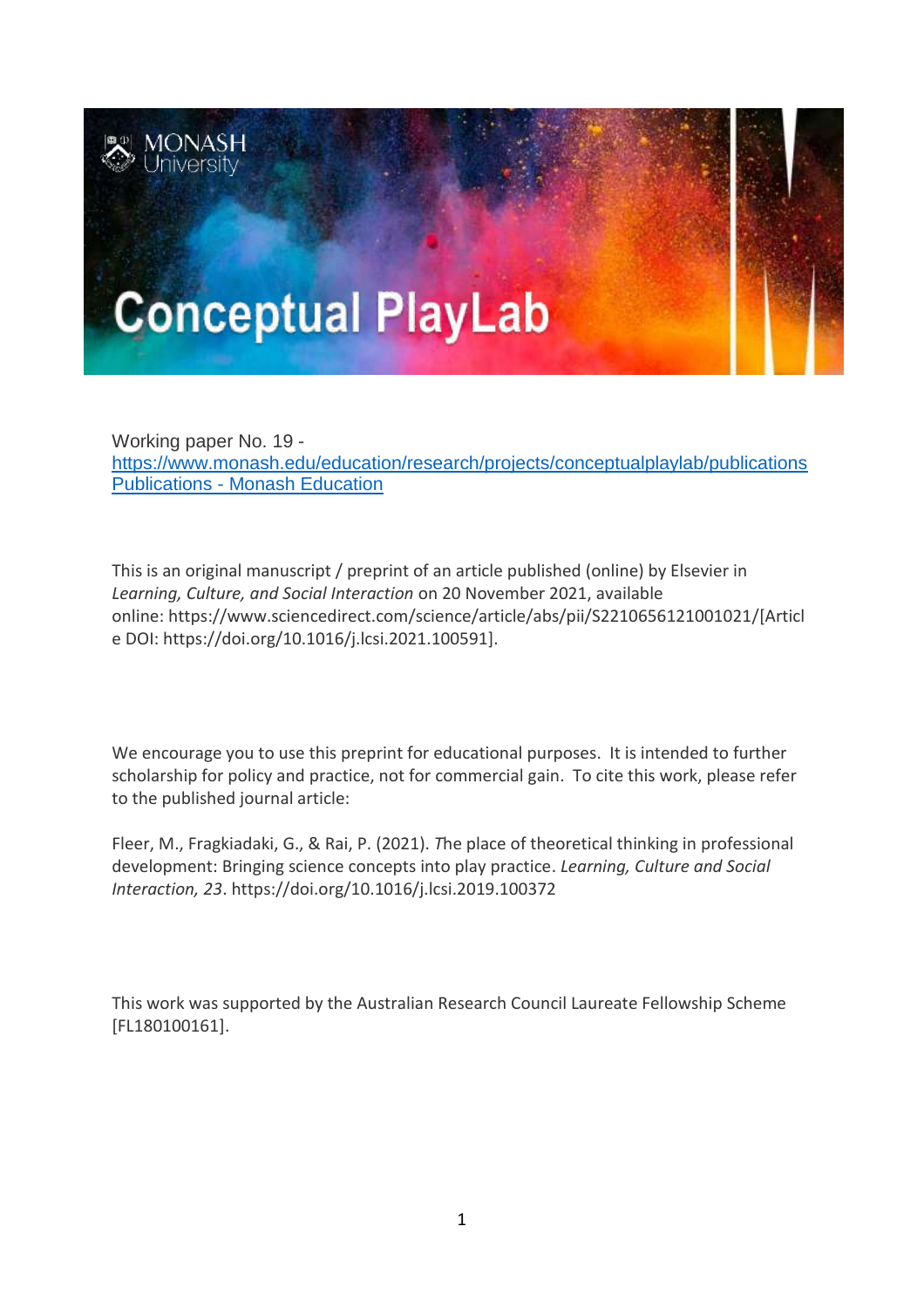MONASH University

# Conceptual PlayLab

Working paper No. 19 -
[https://www.monash.edu/education/research/projects/conceptualplaylab/publications](https://www.monash.edu/education/research/projects/conceptualplaylab/publications)
[Publications - Monash Education](https://www.monash.edu/education/research/projects/conceptualplaylab/publications)

This is an original manuscript / preprint of an article published (online) by Elsevier in *Learning, Culture, and Social Interaction* on 20 November 2021, available online: https://www.sciencedirect.com/science/article/abs/pii/S2210656121001021/[Article DOI: https://doi.org/10.1016/j.lcsi.2021.100591].

We encourage you to use this preprint for educational purposes. It is intended to further scholarship for policy and practice, not for commercial gain. To cite this work, please refer to the published journal article:

Fleer, M., Fragkiadaki, G., & Rai, P. (2021). *T*he place of theoretical thinking in professional development: Bringing science concepts into play practice. *Learning, Culture and Social Interaction, 23*. https://doi.org/10.1016/j.lcsi.2019.100372

This work was supported by the Australian Research Council Laureate Fellowship Scheme [FL180100161].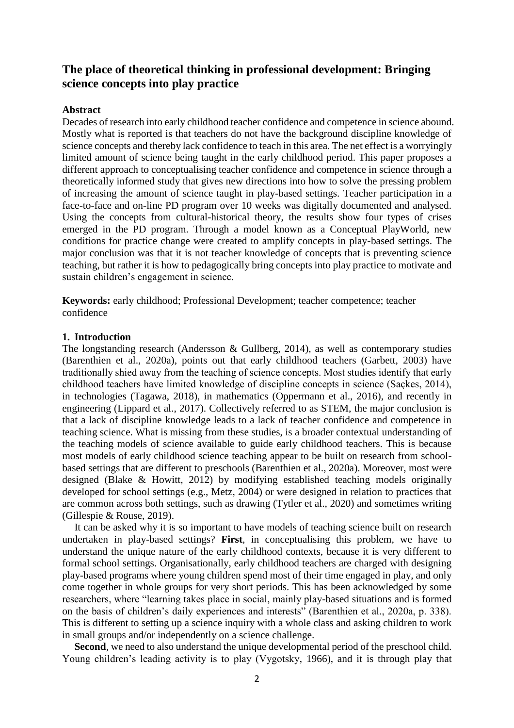# The place of theoretical thinking in professional development: Bringing science concepts into play practice

## Abstract

Decades of research into early childhood teacher confidence and competence in science abound. Mostly what is reported is that teachers do not have the background discipline knowledge of science concepts and thereby lack confidence to teach in this area. The net effect is a worryingly limited amount of science being taught in the early childhood period. This paper proposes a different approach to conceptualising teacher confidence and competence in science through a theoretically informed study that gives new directions into how to solve the pressing problem of increasing the amount of science taught in play-based settings. Teacher participation in a face-to-face and on-line PD program over 10 weeks was digitally documented and analysed. Using the concepts from cultural-historical theory, the results show four types of crises emerged in the PD program. Through a model known as a Conceptual PlayWorld, new conditions for practice change were created to amplify concepts in play-based settings. The major conclusion was that it is not teacher knowledge of concepts that is preventing science teaching, but rather it is how to pedagogically bring concepts into play practice to motivate and sustain children's engagement in science.

**Keywords:** early childhood; Professional Development; teacher competence; teacher confidence

## 1. Introduction

The longstanding research (Andersson & Gullberg, 2014), as well as contemporary studies (Barenthien et al., 2020a), points out that early childhood teachers (Garbett, 2003) have traditionally shied away from the teaching of science concepts. Most studies identify that early childhood teachers have limited knowledge of discipline concepts in science (Saçkes, 2014), in technologies (Tagawa, 2018), in mathematics (Oppermann et al., 2016), and recently in engineering (Lippard et al., 2017). Collectively referred to as STEM, the major conclusion is that a lack of discipline knowledge leads to a lack of teacher confidence and competence in teaching science. What is missing from these studies, is a broader contextual understanding of the teaching models of science available to guide early childhood teachers. This is because most models of early childhood science teaching appear to be built on research from school-based settings that are different to preschools (Barenthien et al., 2020a). Moreover, most were designed (Blake & Howitt, 2012) by modifying established teaching models originally developed for school settings (e.g., Metz, 2004) or were designed in relation to practices that are common across both settings, such as drawing (Tytler et al., 2020) and sometimes writing (Gillespie & Rouse, 2019).

It can be asked why it is so important to have models of teaching science built on research undertaken in play-based settings? **First**, in conceptualising this problem, we have to understand the unique nature of the early childhood contexts, because it is very different to formal school settings. Organisationally, early childhood teachers are charged with designing play-based programs where young children spend most of their time engaged in play, and only come together in whole groups for very short periods. This has been acknowledged by some researchers, where "learning takes place in social, mainly play-based situations and is formed on the basis of children's daily experiences and interests" (Barenthien et al., 2020a, p. 338). This is different to setting up a science inquiry with a whole class and asking children to work in small groups and/or independently on a science challenge.

**Second**, we need to also understand the unique developmental period of the preschool child. Young children's leading activity is to play (Vygotsky, 1966), and it is through play that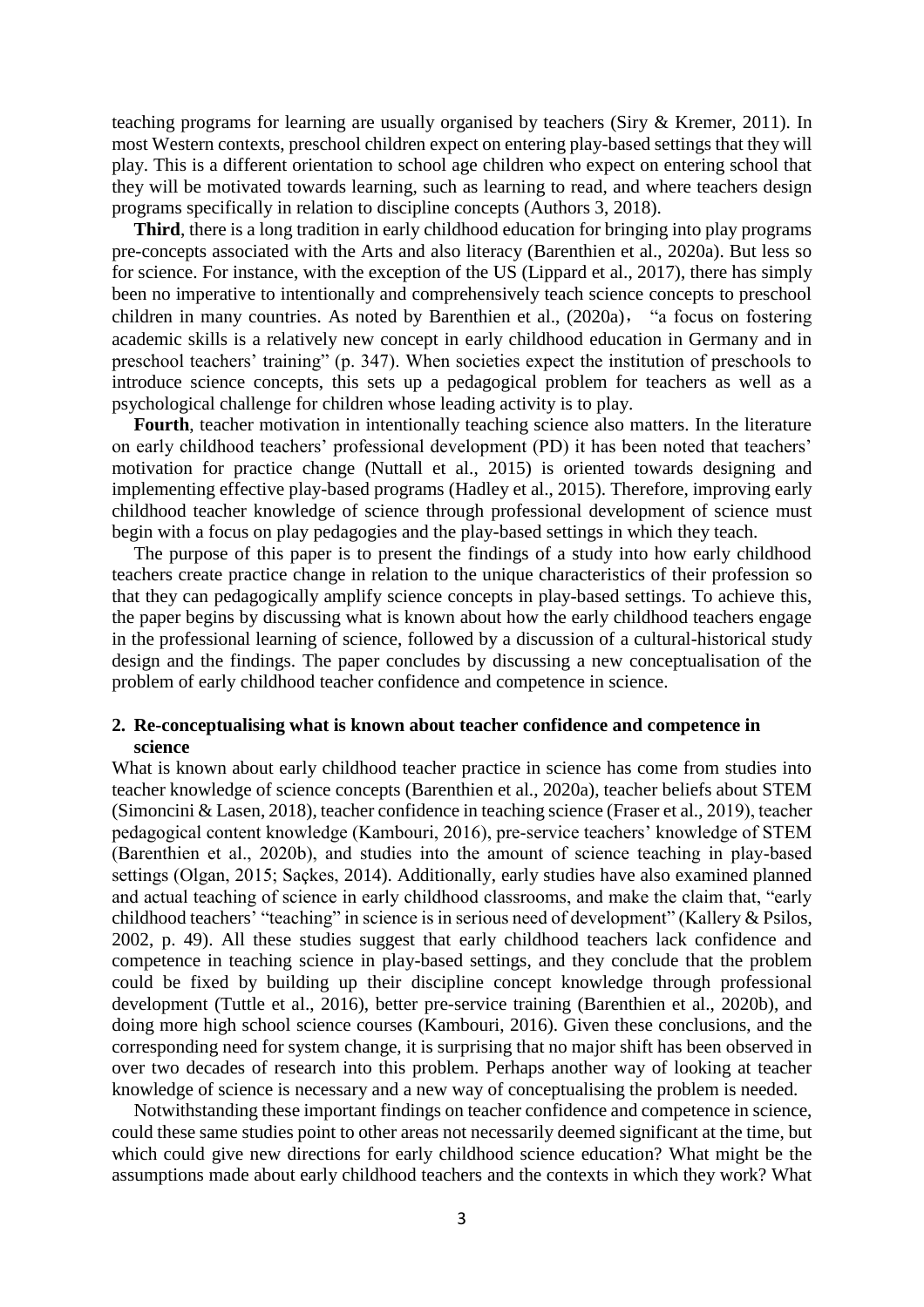teaching programs for learning are usually organised by teachers (Siry & Kremer, 2011). In most Western contexts, preschool children expect on entering play-based settings that they will play. This is a different orientation to school age children who expect on entering school that they will be motivated towards learning, such as learning to read, and where teachers design programs specifically in relation to discipline concepts (Authors 3, 2018).

**Third**, there is a long tradition in early childhood education for bringing into play programs pre-concepts associated with the Arts and also literacy (Barenthien et al., 2020a). But less so for science. For instance, with the exception of the US (Lippard et al., 2017), there has simply been no imperative to intentionally and comprehensively teach science concepts to preschool children in many countries. As noted by Barenthien et al., (2020a)， "a focus on fostering academic skills is a relatively new concept in early childhood education in Germany and in preschool teachers' training" (p. 347). When societies expect the institution of preschools to introduce science concepts, this sets up a pedagogical problem for teachers as well as a psychological challenge for children whose leading activity is to play.

**Fourth**, teacher motivation in intentionally teaching science also matters. In the literature on early childhood teachers' professional development (PD) it has been noted that teachers' motivation for practice change (Nuttall et al., 2015) is oriented towards designing and implementing effective play-based programs (Hadley et al., 2015). Therefore, improving early childhood teacher knowledge of science through professional development of science must begin with a focus on play pedagogies and the play-based settings in which they teach.

The purpose of this paper is to present the findings of a study into how early childhood teachers create practice change in relation to the unique characteristics of their profession so that they can pedagogically amplify science concepts in play-based settings. To achieve this, the paper begins by discussing what is known about how the early childhood teachers engage in the professional learning of science, followed by a discussion of a cultural-historical study design and the findings. The paper concludes by discussing a new conceptualisation of the problem of early childhood teacher confidence and competence in science.

## 2. Re-conceptualising what is known about teacher confidence and competence in science

What is known about early childhood teacher practice in science has come from studies into teacher knowledge of science concepts (Barenthien et al., 2020a), teacher beliefs about STEM (Simoncini & Lasen, 2018), teacher confidence in teaching science (Fraser et al., 2019), teacher pedagogical content knowledge (Kambouri, 2016), pre-service teachers' knowledge of STEM (Barenthien et al., 2020b), and studies into the amount of science teaching in play-based settings (Olgan, 2015; Saçkes, 2014). Additionally, early studies have also examined planned and actual teaching of science in early childhood classrooms, and make the claim that, "early childhood teachers' "teaching" in science is in serious need of development" (Kallery & Psilos, 2002, p. 49). All these studies suggest that early childhood teachers lack confidence and competence in teaching science in play-based settings, and they conclude that the problem could be fixed by building up their discipline concept knowledge through professional development (Tuttle et al., 2016), better pre-service training (Barenthien et al., 2020b), and doing more high school science courses (Kambouri, 2016). Given these conclusions, and the corresponding need for system change, it is surprising that no major shift has been observed in over two decades of research into this problem. Perhaps another way of looking at teacher knowledge of science is necessary and a new way of conceptualising the problem is needed.

Notwithstanding these important findings on teacher confidence and competence in science, could these same studies point to other areas not necessarily deemed significant at the time, but which could give new directions for early childhood science education? What might be the assumptions made about early childhood teachers and the contexts in which they work? What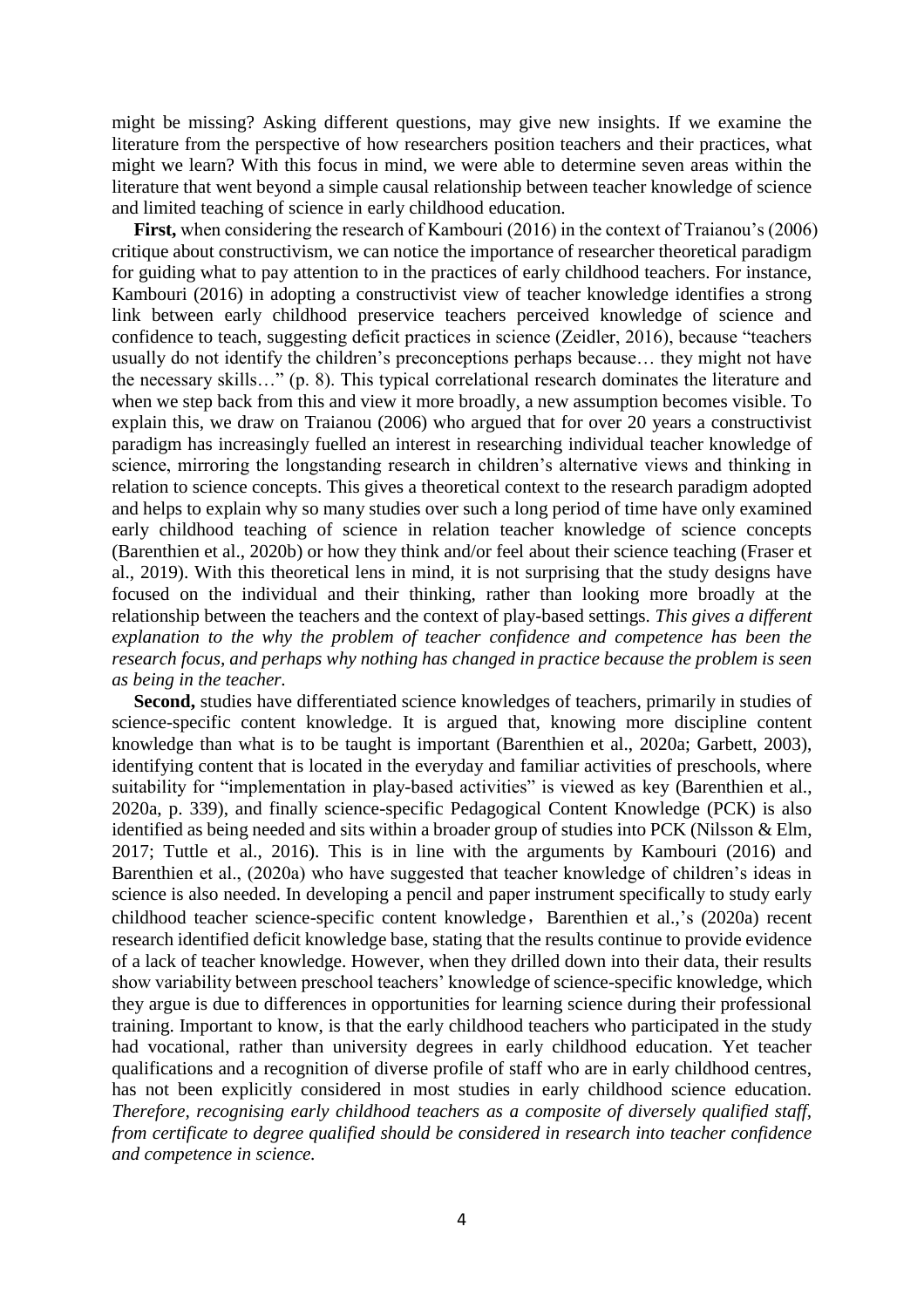might be missing? Asking different questions, may give new insights. If we examine the literature from the perspective of how researchers position teachers and their practices, what might we learn? With this focus in mind, we were able to determine seven areas within the literature that went beyond a simple causal relationship between teacher knowledge of science and limited teaching of science in early childhood education.

**First,** when considering the research of Kambouri (2016) in the context of Traianou's (2006) critique about constructivism, we can notice the importance of researcher theoretical paradigm for guiding what to pay attention to in the practices of early childhood teachers. For instance, Kambouri (2016) in adopting a constructivist view of teacher knowledge identifies a strong link between early childhood preservice teachers perceived knowledge of science and confidence to teach, suggesting deficit practices in science (Zeidler, 2016), because "teachers usually do not identify the children's preconceptions perhaps because… they might not have the necessary skills…" (p. 8). This typical correlational research dominates the literature and when we step back from this and view it more broadly, a new assumption becomes visible. To explain this, we draw on Traianou (2006) who argued that for over 20 years a constructivist paradigm has increasingly fuelled an interest in researching individual teacher knowledge of science, mirroring the longstanding research in children's alternative views and thinking in relation to science concepts. This gives a theoretical context to the research paradigm adopted and helps to explain why so many studies over such a long period of time have only examined early childhood teaching of science in relation teacher knowledge of science concepts (Barenthien et al., 2020b) or how they think and/or feel about their science teaching (Fraser et al., 2019). With this theoretical lens in mind, it is not surprising that the study designs have focused on the individual and their thinking, rather than looking more broadly at the relationship between the teachers and the context of play-based settings. *This gives a different explanation to the why the problem of teacher confidence and competence has been the research focus, and perhaps why nothing has changed in practice because the problem is seen as being in the teacher.*

**Second,** studies have differentiated science knowledges of teachers, primarily in studies of science-specific content knowledge. It is argued that, knowing more discipline content knowledge than what is to be taught is important (Barenthien et al., 2020a; Garbett, 2003), identifying content that is located in the everyday and familiar activities of preschools, where suitability for "implementation in play-based activities" is viewed as key (Barenthien et al., 2020a, p. 339), and finally science-specific Pedagogical Content Knowledge (PCK) is also identified as being needed and sits within a broader group of studies into PCK (Nilsson & Elm, 2017; Tuttle et al., 2016). This is in line with the arguments by Kambouri (2016) and Barenthien et al., (2020a) who have suggested that teacher knowledge of children's ideas in science is also needed. In developing a pencil and paper instrument specifically to study early childhood teacher science-specific content knowledge, Barenthien et al.,'s (2020a) recent research identified deficit knowledge base, stating that the results continue to provide evidence of a lack of teacher knowledge. However, when they drilled down into their data, their results show variability between preschool teachers' knowledge of science-specific knowledge, which they argue is due to differences in opportunities for learning science during their professional training. Important to know, is that the early childhood teachers who participated in the study had vocational, rather than university degrees in early childhood education. Yet teacher qualifications and a recognition of diverse profile of staff who are in early childhood centres, has not been explicitly considered in most studies in early childhood science education. *Therefore, recognising early childhood teachers as a composite of diversely qualified staff, from certificate to degree qualified should be considered in research into teacher confidence and competence in science.*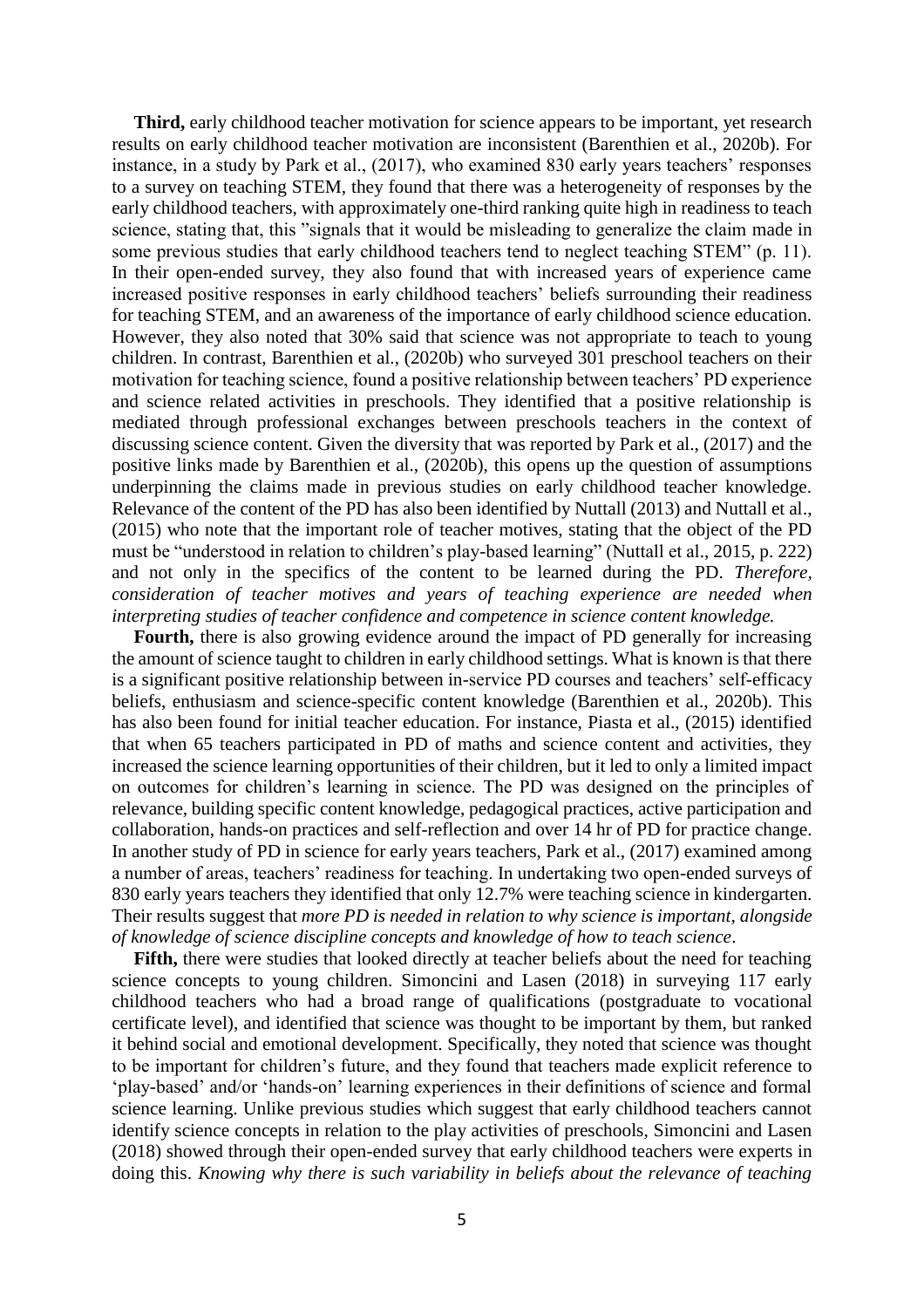**Third,** early childhood teacher motivation for science appears to be important, yet research results on early childhood teacher motivation are inconsistent (Barenthien et al., 2020b). For instance, in a study by Park et al., (2017), who examined 830 early years teachers' responses to a survey on teaching STEM, they found that there was a heterogeneity of responses by the early childhood teachers, with approximately one-third ranking quite high in readiness to teach science, stating that, this "signals that it would be misleading to generalize the claim made in some previous studies that early childhood teachers tend to neglect teaching STEM" (p. 11). In their open-ended survey, they also found that with increased years of experience came increased positive responses in early childhood teachers' beliefs surrounding their readiness for teaching STEM, and an awareness of the importance of early childhood science education. However, they also noted that 30% said that science was not appropriate to teach to young children. In contrast, Barenthien et al., (2020b) who surveyed 301 preschool teachers on their motivation for teaching science, found a positive relationship between teachers' PD experience and science related activities in preschools. They identified that a positive relationship is mediated through professional exchanges between preschools teachers in the context of discussing science content. Given the diversity that was reported by Park et al., (2017) and the positive links made by Barenthien et al., (2020b), this opens up the question of assumptions underpinning the claims made in previous studies on early childhood teacher knowledge. Relevance of the content of the PD has also been identified by Nuttall (2013) and Nuttall et al., (2015) who note that the important role of teacher motives, stating that the object of the PD must be "understood in relation to children's play-based learning" (Nuttall et al., 2015, p. 222) and not only in the specifics of the content to be learned during the PD. *Therefore, consideration of teacher motives and years of teaching experience are needed when interpreting studies of teacher confidence and competence in science content knowledge.*

**Fourth,** there is also growing evidence around the impact of PD generally for increasing the amount of science taught to children in early childhood settings. What is known is that there is a significant positive relationship between in-service PD courses and teachers' self-efficacy beliefs, enthusiasm and science-specific content knowledge (Barenthien et al., 2020b). This has also been found for initial teacher education. For instance, Piasta et al., (2015) identified that when 65 teachers participated in PD of maths and science content and activities, they increased the science learning opportunities of their children, but it led to only a limited impact on outcomes for children's learning in science. The PD was designed on the principles of relevance, building specific content knowledge, pedagogical practices, active participation and collaboration, hands-on practices and self-reflection and over 14 hr of PD for practice change. In another study of PD in science for early years teachers, Park et al., (2017) examined among a number of areas, teachers' readiness for teaching. In undertaking two open-ended surveys of 830 early years teachers they identified that only 12.7% were teaching science in kindergarten. Their results suggest that *more PD is needed in relation to why science is important, alongside of knowledge of science discipline concepts and knowledge of how to teach science*.

**Fifth,** there were studies that looked directly at teacher beliefs about the need for teaching science concepts to young children. Simoncini and Lasen (2018) in surveying 117 early childhood teachers who had a broad range of qualifications (postgraduate to vocational certificate level), and identified that science was thought to be important by them, but ranked it behind social and emotional development. Specifically, they noted that science was thought to be important for children's future, and they found that teachers made explicit reference to 'play-based' and/or 'hands-on' learning experiences in their definitions of science and formal science learning. Unlike previous studies which suggest that early childhood teachers cannot identify science concepts in relation to the play activities of preschools, Simoncini and Lasen (2018) showed through their open-ended survey that early childhood teachers were experts in doing this. *Knowing why there is such variability in beliefs about the relevance of teaching*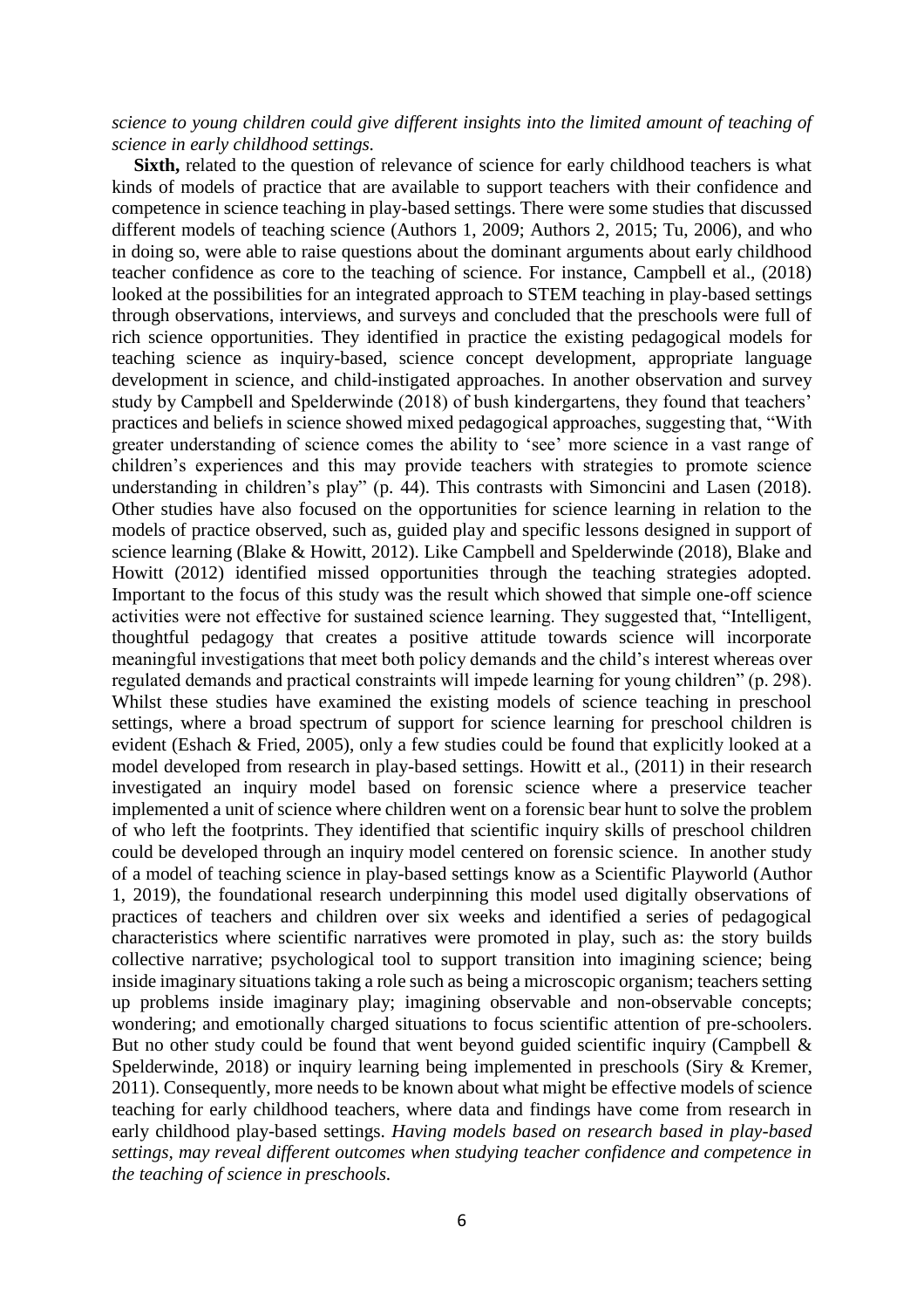*science to young children could give different insights into the limited amount of teaching of science in early childhood settings.*

**Sixth,** related to the question of relevance of science for early childhood teachers is what kinds of models of practice that are available to support teachers with their confidence and competence in science teaching in play-based settings. There were some studies that discussed different models of teaching science (Authors 1, 2009; Authors 2, 2015; Tu, 2006), and who in doing so, were able to raise questions about the dominant arguments about early childhood teacher confidence as core to the teaching of science. For instance, Campbell et al., (2018) looked at the possibilities for an integrated approach to STEM teaching in play-based settings through observations, interviews, and surveys and concluded that the preschools were full of rich science opportunities. They identified in practice the existing pedagogical models for teaching science as inquiry-based, science concept development, appropriate language development in science, and child-instigated approaches. In another observation and survey study by Campbell and Spelderwinde (2018) of bush kindergartens, they found that teachers' practices and beliefs in science showed mixed pedagogical approaches, suggesting that, "With greater understanding of science comes the ability to 'see' more science in a vast range of children's experiences and this may provide teachers with strategies to promote science understanding in children's play" (p. 44). This contrasts with Simoncini and Lasen (2018). Other studies have also focused on the opportunities for science learning in relation to the models of practice observed, such as, guided play and specific lessons designed in support of science learning (Blake & Howitt, 2012). Like Campbell and Spelderwinde (2018), Blake and Howitt (2012) identified missed opportunities through the teaching strategies adopted. Important to the focus of this study was the result which showed that simple one-off science activities were not effective for sustained science learning. They suggested that, "Intelligent, thoughtful pedagogy that creates a positive attitude towards science will incorporate meaningful investigations that meet both policy demands and the child's interest whereas over regulated demands and practical constraints will impede learning for young children" (p. 298). Whilst these studies have examined the existing models of science teaching in preschool settings, where a broad spectrum of support for science learning for preschool children is evident (Eshach & Fried, 2005), only a few studies could be found that explicitly looked at a model developed from research in play-based settings. Howitt et al., (2011) in their research investigated an inquiry model based on forensic science where a preservice teacher implemented a unit of science where children went on a forensic bear hunt to solve the problem of who left the footprints. They identified that scientific inquiry skills of preschool children could be developed through an inquiry model centered on forensic science. In another study of a model of teaching science in play-based settings know as a Scientific Playworld (Author 1, 2019), the foundational research underpinning this model used digitally observations of practices of teachers and children over six weeks and identified a series of pedagogical characteristics where scientific narratives were promoted in play, such as: the story builds collective narrative; psychological tool to support transition into imagining science; being inside imaginary situations taking a role such as being a microscopic organism; teachers setting up problems inside imaginary play; imagining observable and non-observable concepts; wondering; and emotionally charged situations to focus scientific attention of pre-schoolers. But no other study could be found that went beyond guided scientific inquiry (Campbell & Spelderwinde, 2018) or inquiry learning being implemented in preschools (Siry & Kremer, 2011). Consequently, more needs to be known about what might be effective models of science teaching for early childhood teachers, where data and findings have come from research in early childhood play-based settings. *Having models based on research based in play-based settings, may reveal different outcomes when studying teacher confidence and competence in the teaching of science in preschools.*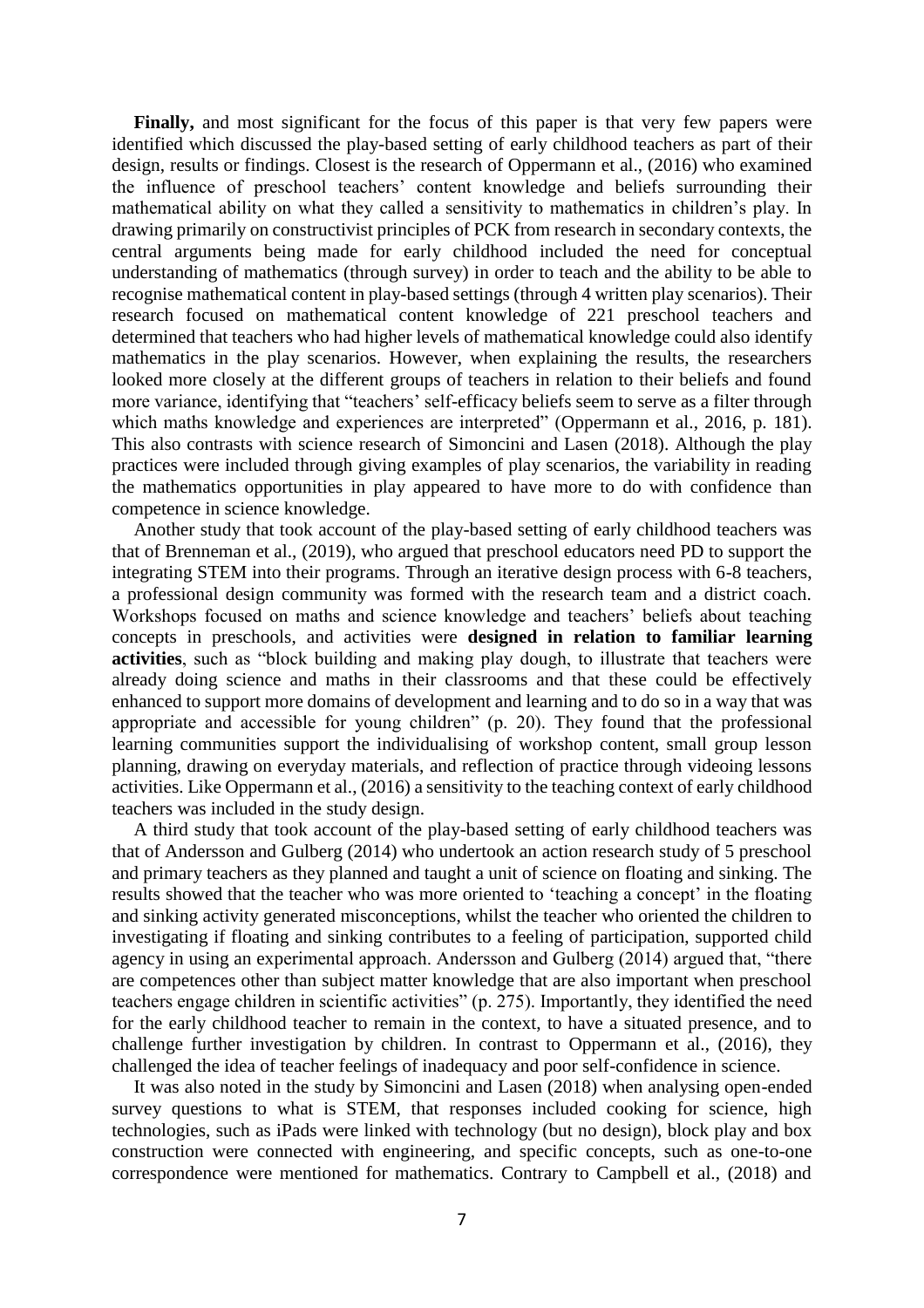**Finally,** and most significant for the focus of this paper is that very few papers were identified which discussed the play-based setting of early childhood teachers as part of their design, results or findings. Closest is the research of Oppermann et al., (2016) who examined the influence of preschool teachers' content knowledge and beliefs surrounding their mathematical ability on what they called a sensitivity to mathematics in children's play. In drawing primarily on constructivist principles of PCK from research in secondary contexts, the central arguments being made for early childhood included the need for conceptual understanding of mathematics (through survey) in order to teach and the ability to be able to recognise mathematical content in play-based settings (through 4 written play scenarios). Their research focused on mathematical content knowledge of 221 preschool teachers and determined that teachers who had higher levels of mathematical knowledge could also identify mathematics in the play scenarios. However, when explaining the results, the researchers looked more closely at the different groups of teachers in relation to their beliefs and found more variance, identifying that "teachers' self-efficacy beliefs seem to serve as a filter through which maths knowledge and experiences are interpreted" (Oppermann et al., 2016, p. 181). This also contrasts with science research of Simoncini and Lasen (2018). Although the play practices were included through giving examples of play scenarios, the variability in reading the mathematics opportunities in play appeared to have more to do with confidence than competence in science knowledge.

Another study that took account of the play-based setting of early childhood teachers was that of Brenneman et al., (2019), who argued that preschool educators need PD to support the integrating STEM into their programs. Through an iterative design process with 6-8 teachers, a professional design community was formed with the research team and a district coach. Workshops focused on maths and science knowledge and teachers' beliefs about teaching concepts in preschools, and activities were **designed in relation to familiar learning activities**, such as "block building and making play dough, to illustrate that teachers were already doing science and maths in their classrooms and that these could be effectively enhanced to support more domains of development and learning and to do so in a way that was appropriate and accessible for young children" (p. 20). They found that the professional learning communities support the individualising of workshop content, small group lesson planning, drawing on everyday materials, and reflection of practice through videoing lessons activities. Like Oppermann et al., (2016) a sensitivity to the teaching context of early childhood teachers was included in the study design.

A third study that took account of the play-based setting of early childhood teachers was that of Andersson and Gulberg (2014) who undertook an action research study of 5 preschool and primary teachers as they planned and taught a unit of science on floating and sinking. The results showed that the teacher who was more oriented to 'teaching a concept' in the floating and sinking activity generated misconceptions, whilst the teacher who oriented the children to investigating if floating and sinking contributes to a feeling of participation, supported child agency in using an experimental approach. Andersson and Gulberg (2014) argued that, "there are competences other than subject matter knowledge that are also important when preschool teachers engage children in scientific activities" (p. 275). Importantly, they identified the need for the early childhood teacher to remain in the context, to have a situated presence, and to challenge further investigation by children. In contrast to Oppermann et al., (2016), they challenged the idea of teacher feelings of inadequacy and poor self-confidence in science.

It was also noted in the study by Simoncini and Lasen (2018) when analysing open-ended survey questions to what is STEM, that responses included cooking for science, high technologies, such as iPads were linked with technology (but no design), block play and box construction were connected with engineering, and specific concepts, such as one-to-one correspondence were mentioned for mathematics. Contrary to Campbell et al., (2018) and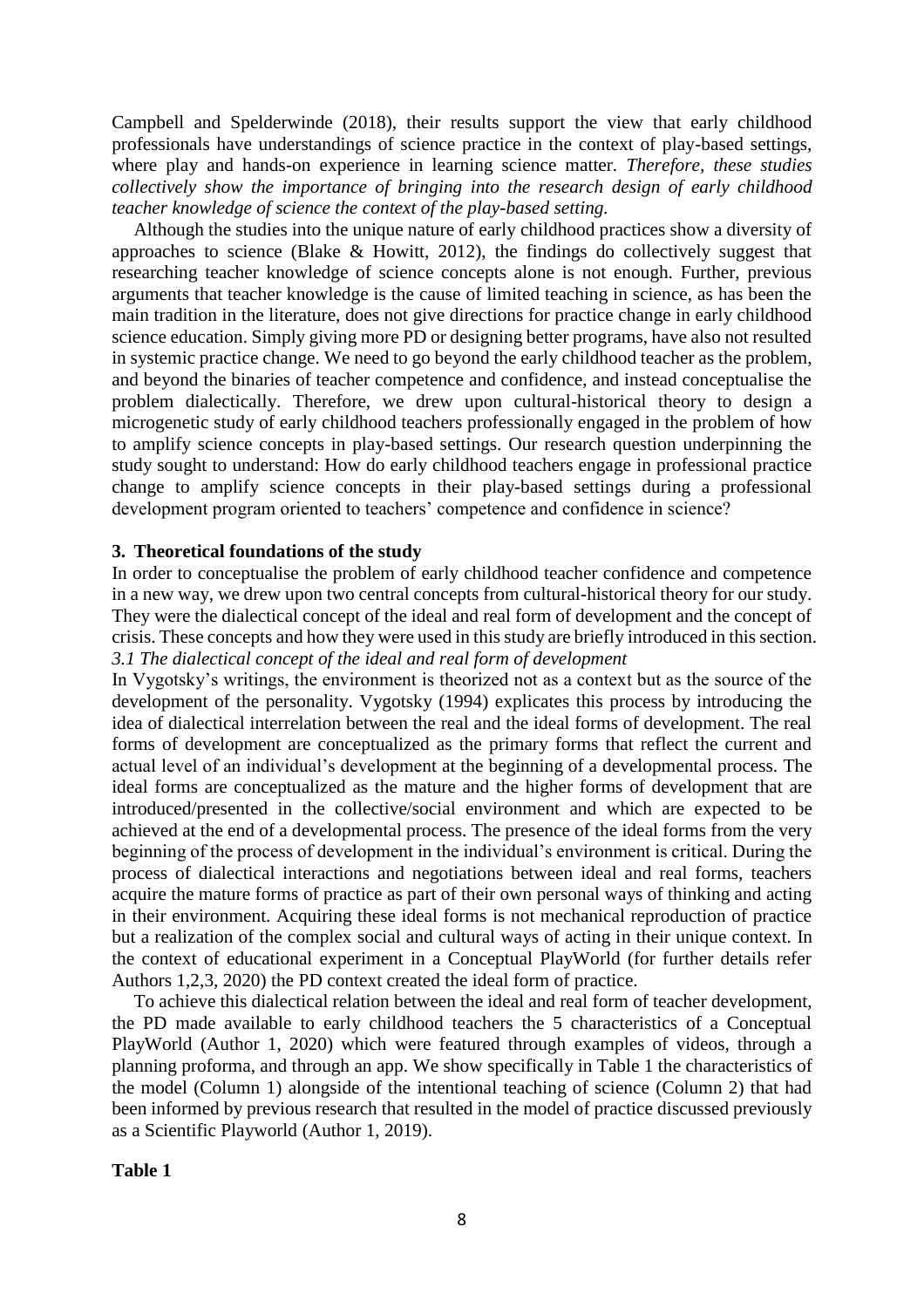Campbell and Spelderwinde (2018), their results support the view that early childhood professionals have understandings of science practice in the context of play-based settings, where play and hands-on experience in learning science matter. *Therefore, these studies collectively show the importance of bringing into the research design of early childhood teacher knowledge of science the context of the play-based setting.*

Although the studies into the unique nature of early childhood practices show a diversity of approaches to science (Blake & Howitt, 2012), the findings do collectively suggest that researching teacher knowledge of science concepts alone is not enough. Further, previous arguments that teacher knowledge is the cause of limited teaching in science, as has been the main tradition in the literature, does not give directions for practice change in early childhood science education. Simply giving more PD or designing better programs, have also not resulted in systemic practice change. We need to go beyond the early childhood teacher as the problem, and beyond the binaries of teacher competence and confidence, and instead conceptualise the problem dialectically. Therefore, we drew upon cultural-historical theory to design a microgenetic study of early childhood teachers professionally engaged in the problem of how to amplify science concepts in play-based settings. Our research question underpinning the study sought to understand: How do early childhood teachers engage in professional practice change to amplify science concepts in their play-based settings during a professional development program oriented to teachers' competence and confidence in science?

## 3. Theoretical foundations of the study

In order to conceptualise the problem of early childhood teacher confidence and competence in a new way, we drew upon two central concepts from cultural-historical theory for our study. They were the dialectical concept of the ideal and real form of development and the concept of crisis. These concepts and how they were used in this study are briefly introduced in this section.

### *3.1 The dialectical concept of the ideal and real form of development*

In Vygotsky's writings, the environment is theorized not as a context but as the source of the development of the personality. Vygotsky (1994) explicates this process by introducing the idea of dialectical interrelation between the real and the ideal forms of development. The real forms of development are conceptualized as the primary forms that reflect the current and actual level of an individual's development at the beginning of a developmental process. The ideal forms are conceptualized as the mature and the higher forms of development that are introduced/presented in the collective/social environment and which are expected to be achieved at the end of a developmental process. The presence of the ideal forms from the very beginning of the process of development in the individual's environment is critical. During the process of dialectical interactions and negotiations between ideal and real forms, teachers acquire the mature forms of practice as part of their own personal ways of thinking and acting in their environment. Acquiring these ideal forms is not mechanical reproduction of practice but a realization of the complex social and cultural ways of acting in their unique context. In the context of educational experiment in a Conceptual PlayWorld (for further details refer Authors 1,2,3, 2020) the PD context created the ideal form of practice.

To achieve this dialectical relation between the ideal and real form of teacher development, the PD made available to early childhood teachers the 5 characteristics of a Conceptual PlayWorld (Author 1, 2020) which were featured through examples of videos, through a planning proforma, and through an app. We show specifically in Table 1 the characteristics of the model (Column 1) alongside of the intentional teaching of science (Column 2) that had been informed by previous research that resulted in the model of practice discussed previously as a Scientific Playworld (Author 1, 2019).

**Table 1**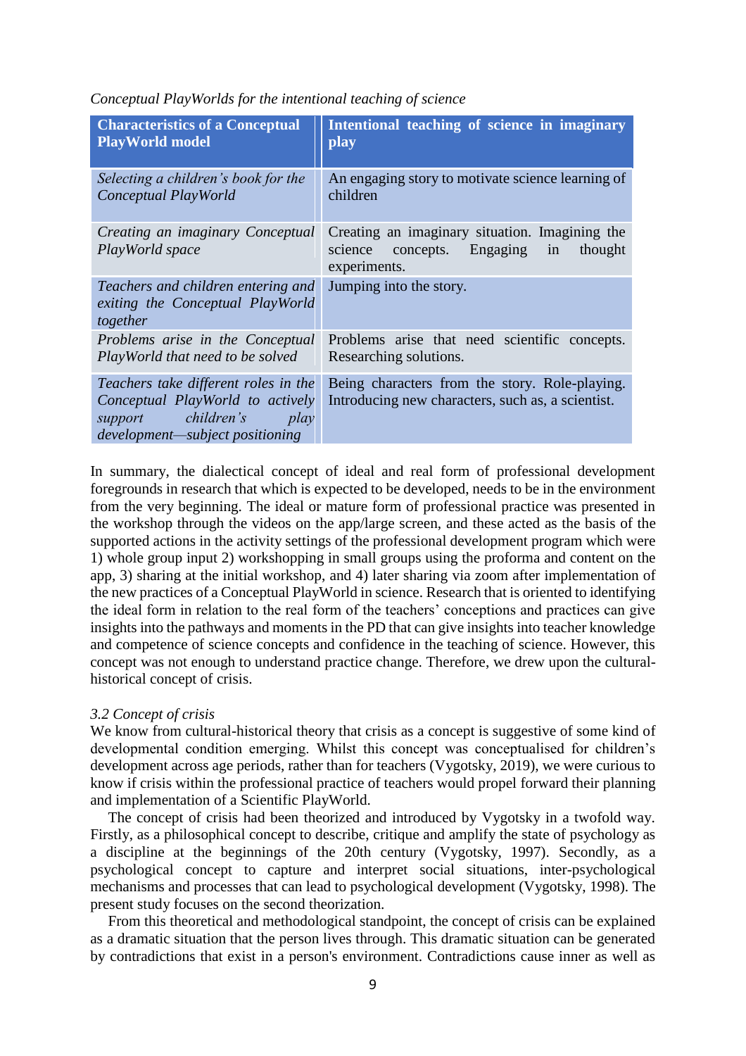*Conceptual PlayWorlds for the intentional teaching of science*

| Characteristics of a Conceptual PlayWorld model | Intentional teaching of science in imaginary play |
| --- | --- |
| *Selecting a children's book for the Conceptual PlayWorld* | An engaging story to motivate science learning of children |
| *Creating an imaginary Conceptual PlayWorld space* | Creating an imaginary situation. Imagining the science concepts. Engaging in thought experiments. |
| *Teachers and children entering and exiting the Conceptual PlayWorld together* | Jumping into the story. |
| *Problems arise in the Conceptual PlayWorld that need to be solved* | Problems arise that need scientific concepts. Researching solutions. |
| *Teachers take different roles in the Conceptual PlayWorld to actively support children's play development—subject positioning* | Being characters from the story. Role-playing. Introducing new characters, such as, a scientist. |

In summary, the dialectical concept of ideal and real form of professional development foregrounds in research that which is expected to be developed, needs to be in the environment from the very beginning. The ideal or mature form of professional practice was presented in the workshop through the videos on the app/large screen, and these acted as the basis of the supported actions in the activity settings of the professional development program which were 1) whole group input 2) workshopping in small groups using the proforma and content on the app, 3) sharing at the initial workshop, and 4) later sharing via zoom after implementation of the new practices of a Conceptual PlayWorld in science. Research that is oriented to identifying the ideal form in relation to the real form of the teachers' conceptions and practices can give insights into the pathways and moments in the PD that can give insights into teacher knowledge and competence of science concepts and confidence in the teaching of science. However, this concept was not enough to understand practice change. Therefore, we drew upon the cultural-historical concept of crisis.

### *3.2 Concept of crisis*

We know from cultural-historical theory that crisis as a concept is suggestive of some kind of developmental condition emerging. Whilst this concept was conceptualised for children's development across age periods, rather than for teachers (Vygotsky, 2019), we were curious to know if crisis within the professional practice of teachers would propel forward their planning and implementation of a Scientific PlayWorld.

The concept of crisis had been theorized and introduced by Vygotsky in a twofold way. Firstly, as a philosophical concept to describe, critique and amplify the state of psychology as a discipline at the beginnings of the 20th century (Vygotsky, 1997). Secondly, as a psychological concept to capture and interpret social situations, inter-psychological mechanisms and processes that can lead to psychological development (Vygotsky, 1998). The present study focuses on the second theorization.

From this theoretical and methodological standpoint, the concept of crisis can be explained as a dramatic situation that the person lives through. This dramatic situation can be generated by contradictions that exist in a person's environment. Contradictions cause inner as well as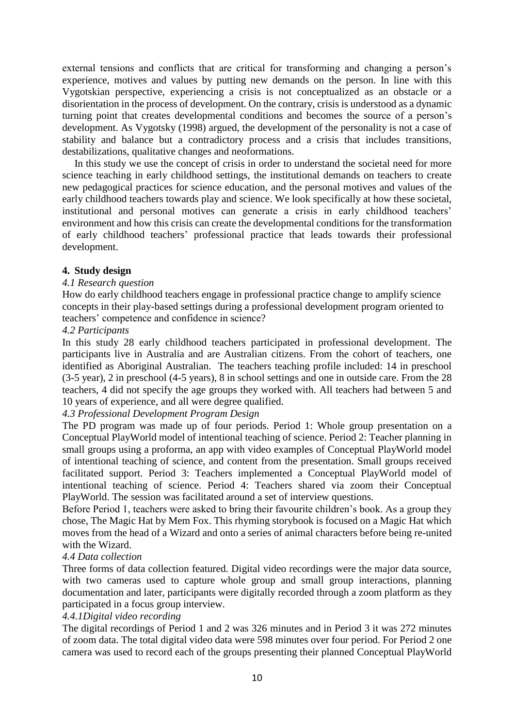external tensions and conflicts that are critical for transforming and changing a person's experience, motives and values by putting new demands on the person. In line with this Vygotskian perspective, experiencing a crisis is not conceptualized as an obstacle or a disorientation in the process of development. On the contrary, crisis is understood as a dynamic turning point that creates developmental conditions and becomes the source of a person's development. As Vygotsky (1998) argued, the development of the personality is not a case of stability and balance but a contradictory process and a crisis that includes transitions, destabilizations, qualitative changes and neoformations.

In this study we use the concept of crisis in order to understand the societal need for more science teaching in early childhood settings, the institutional demands on teachers to create new pedagogical practices for science education, and the personal motives and values of the early childhood teachers towards play and science. We look specifically at how these societal, institutional and personal motives can generate a crisis in early childhood teachers' environment and how this crisis can create the developmental conditions for the transformation of early childhood teachers' professional practice that leads towards their professional development.

## 4. Study design

### *4.1 Research question*

How do early childhood teachers engage in professional practice change to amplify science concepts in their play-based settings during a professional development program oriented to teachers' competence and confidence in science?

### *4.2 Participants*

In this study 28 early childhood teachers participated in professional development. The participants live in Australia and are Australian citizens. From the cohort of teachers, one identified as Aboriginal Australian. The teachers teaching profile included: 14 in preschool (3-5 year), 2 in preschool (4-5 years), 8 in school settings and one in outside care. From the 28 teachers, 4 did not specify the age groups they worked with. All teachers had between 5 and 10 years of experience, and all were degree qualified.

### *4.3 Professional Development Program Design*

The PD program was made up of four periods. Period 1: Whole group presentation on a Conceptual PlayWorld model of intentional teaching of science. Period 2: Teacher planning in small groups using a proforma, an app with video examples of Conceptual PlayWorld model of intentional teaching of science, and content from the presentation. Small groups received facilitated support. Period 3: Teachers implemented a Conceptual PlayWorld model of intentional teaching of science. Period 4: Teachers shared via zoom their Conceptual PlayWorld. The session was facilitated around a set of interview questions.

Before Period 1, teachers were asked to bring their favourite children's book. As a group they chose, The Magic Hat by Mem Fox. This rhyming storybook is focused on a Magic Hat which moves from the head of a Wizard and onto a series of animal characters before being re-united with the Wizard.

### *4.4 Data collection*

Three forms of data collection featured. Digital video recordings were the major data source, with two cameras used to capture whole group and small group interactions, planning documentation and later, participants were digitally recorded through a zoom platform as they participated in a focus group interview.

#### *4.4.1Digital video recording*

The digital recordings of Period 1 and 2 was 326 minutes and in Period 3 it was 272 minutes of zoom data. The total digital video data were 598 minutes over four period. For Period 2 one camera was used to record each of the groups presenting their planned Conceptual PlayWorld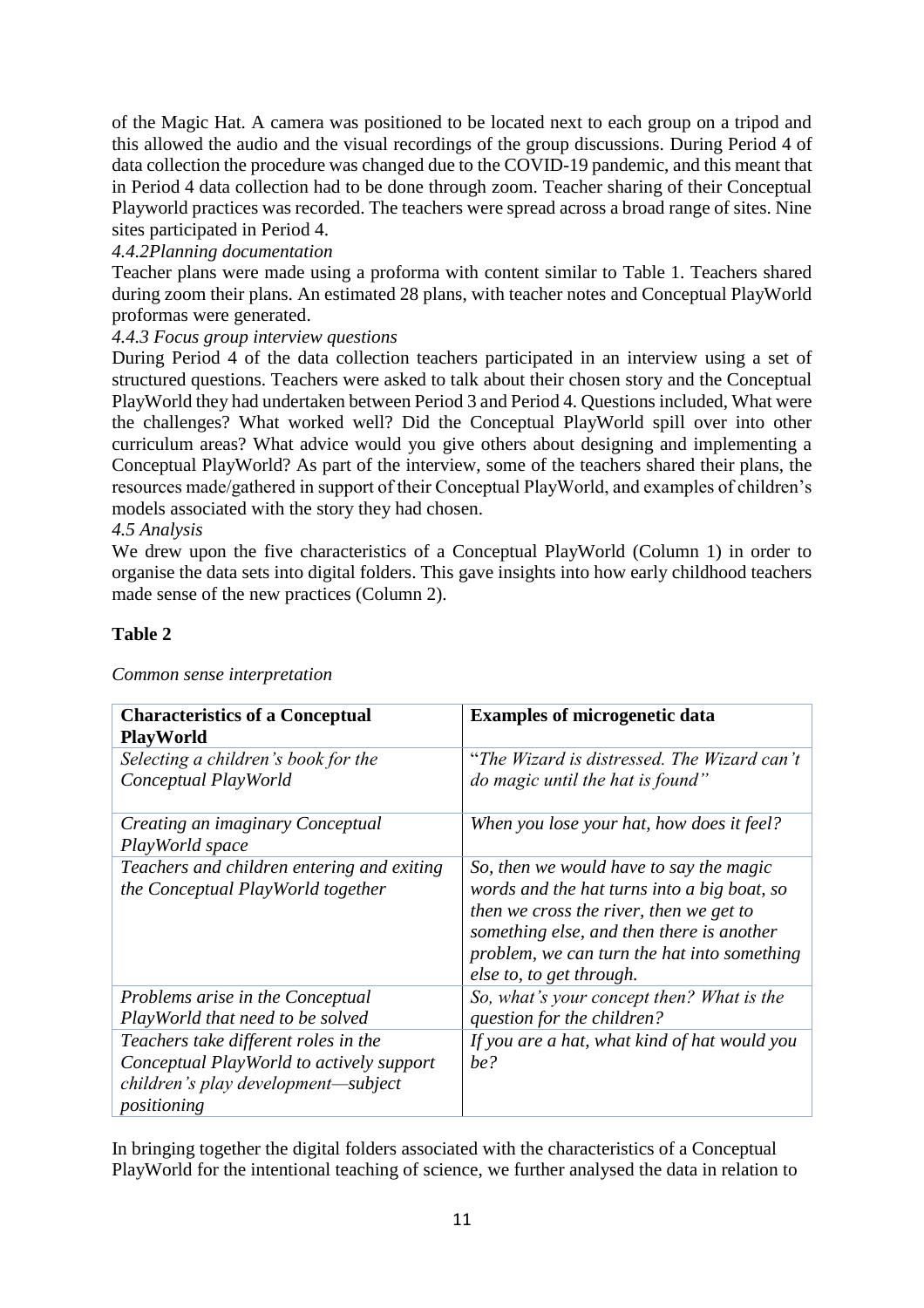of the Magic Hat. A camera was positioned to be located next to each group on a tripod and this allowed the audio and the visual recordings of the group discussions. During Period 4 of data collection the procedure was changed due to the COVID-19 pandemic, and this meant that in Period 4 data collection had to be done through zoom. Teacher sharing of their Conceptual Playworld practices was recorded. The teachers were spread across a broad range of sites. Nine sites participated in Period 4.

*4.4.2Planning documentation*

Teacher plans were made using a proforma with content similar to Table 1. Teachers shared during zoom their plans. An estimated 28 plans, with teacher notes and Conceptual PlayWorld proformas were generated.

*4.4.3 Focus group interview questions*

During Period 4 of the data collection teachers participated in an interview using a set of structured questions. Teachers were asked to talk about their chosen story and the Conceptual PlayWorld they had undertaken between Period 3 and Period 4. Questions included, What were the challenges? What worked well? Did the Conceptual PlayWorld spill over into other curriculum areas? What advice would you give others about designing and implementing a Conceptual PlayWorld? As part of the interview, some of the teachers shared their plans, the resources made/gathered in support of their Conceptual PlayWorld, and examples of children's models associated with the story they had chosen.

*4.5 Analysis*

We drew upon the five characteristics of a Conceptual PlayWorld (Column 1) in order to organise the data sets into digital folders. This gave insights into how early childhood teachers made sense of the new practices (Column 2).

**Table 2**

*Common sense interpretation*

| **Characteristics of a Conceptual PlayWorld** | **Examples of microgenetic data** |
|---|---|
| *Selecting a children's book for the Conceptual PlayWorld* | "*The Wizard is distressed. The Wizard can't do magic until the hat is found*" |
| *Creating an imaginary Conceptual PlayWorld space* | *When you lose your hat, how does it feel?* |
| *Teachers and children entering and exiting the Conceptual PlayWorld together* | *So, then we would have to say the magic words and the hat turns into a big boat, so then we cross the river, then we get to something else, and then there is another problem, we can turn the hat into something else to, to get through.* |
| *Problems arise in the Conceptual PlayWorld that need to be solved* | *So, what's your concept then? What is the question for the children?* |
| *Teachers take different roles in the Conceptual PlayWorld to actively support children's play development—subject positioning* | *If you are a hat, what kind of hat would you be?* |

In bringing together the digital folders associated with the characteristics of a Conceptual PlayWorld for the intentional teaching of science, we further analysed the data in relation to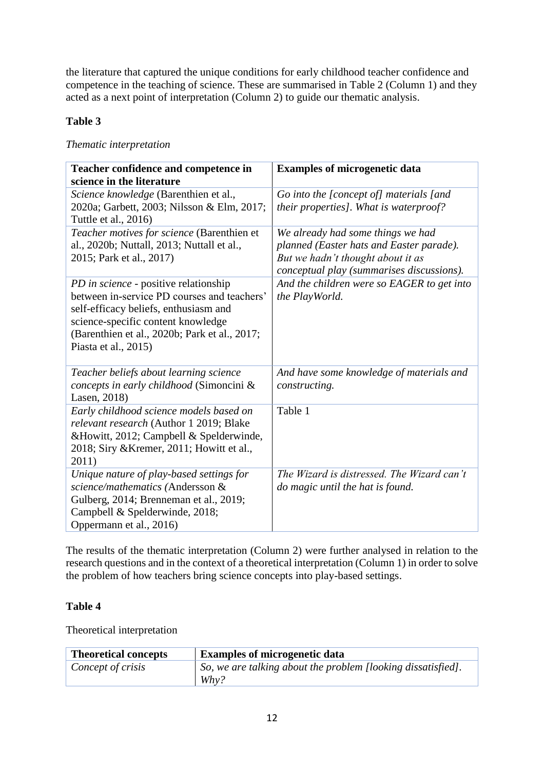the literature that captured the unique conditions for early childhood teacher confidence and competence in the teaching of science. These are summarised in Table 2 (Column 1) and they acted as a next point of interpretation (Column 2) to guide our thematic analysis.

**Table 3**

*Thematic interpretation*

| **Teacher confidence and competence in science in the literature** | **Examples of microgenetic data** |
| --- | --- |
| *Science knowledge* (Barenthien et al., 2020a; Garbett, 2003; Nilsson & Elm, 2017; Tuttle et al., 2016) | *Go into the [concept of] materials [and their properties]. What is waterproof?* |
| *Teacher motives for science* (Barenthien et al., 2020b; Nuttall, 2013; Nuttall et al., 2015; Park et al., 2017) | *We already had some things we had planned (Easter hats and Easter parade). But we hadn't thought about it as conceptual play (summarises discussions).* |
| *PD in science* - positive relationship between in-service PD courses and teachers' self-efficacy beliefs, enthusiasm and science-specific content knowledge (Barenthien et al., 2020b; Park et al., 2017; Piasta et al., 2015) | *And the children were so EAGER to get into the PlayWorld.* |
| *Teacher beliefs about learning science concepts in early childhood* (Simoncini & Lasen, 2018) | *And have some knowledge of materials and constructing.* |
| *Early childhood science models based on relevant research* (Author 1 2019; Blake &Howitt, 2012; Campbell & Spelderwinde, 2018; Siry &Kremer, 2011; Howitt et al., 2011) | Table 1 |
| *Unique nature of play-based settings for science/mathematics (*Andersson & Gulberg, 2014; Brenneman et al., 2019; Campbell & Spelderwinde, 2018; Oppermann et al., 2016) | *The Wizard is distressed. The Wizard can't do magic until the hat is found.* |

The results of the thematic interpretation (Column 2) were further analysed in relation to the research questions and in the context of a theoretical interpretation (Column 1) in order to solve the problem of how teachers bring science concepts into play-based settings.

**Table 4**

Theoretical interpretation

| **Theoretical concepts** | **Examples of microgenetic data** |
| --- | --- |
| *Concept of crisis* | *So, we are talking about the problem [looking dissatisfied]. Why?* |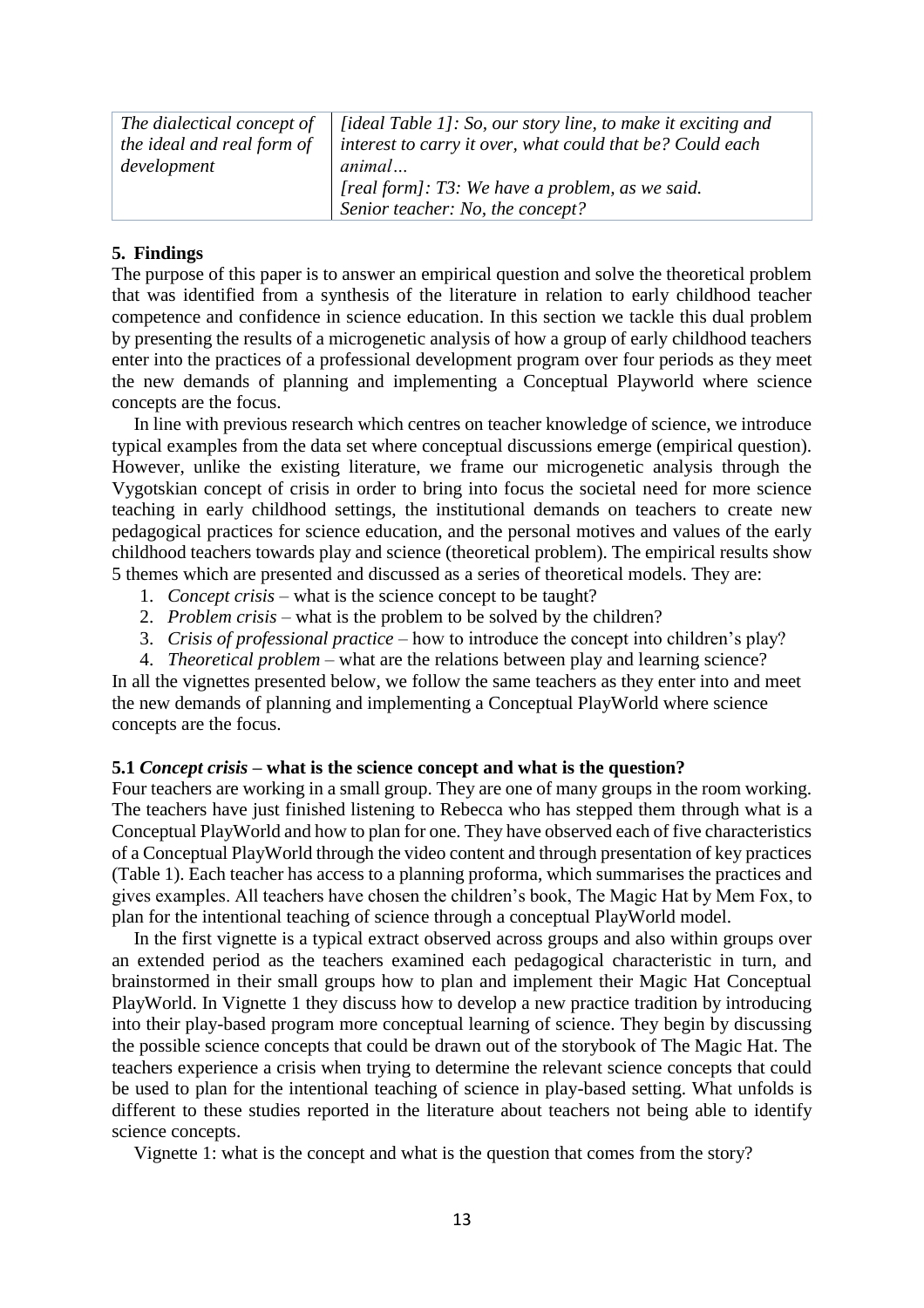| The dialectical concept of the ideal and real form of development | *[ideal Table 1]: So, our story line, to make it exciting and interest to carry it over, what could that be? Could each animal…*<br>*[real form]: T3: We have a problem, as we said.*<br>*Senior teacher: No, the concept?* |
|---|---|

## 5. Findings

The purpose of this paper is to answer an empirical question and solve the theoretical problem that was identified from a synthesis of the literature in relation to early childhood teacher competence and confidence in science education. In this section we tackle this dual problem by presenting the results of a microgenetic analysis of how a group of early childhood teachers enter into the practices of a professional development program over four periods as they meet the new demands of planning and implementing a Conceptual Playworld where science concepts are the focus.

In line with previous research which centres on teacher knowledge of science, we introduce typical examples from the data set where conceptual discussions emerge (empirical question). However, unlike the existing literature, we frame our microgenetic analysis through the Vygotskian concept of crisis in order to bring into focus the societal need for more science teaching in early childhood settings, the institutional demands on teachers to create new pedagogical practices for science education, and the personal motives and values of the early childhood teachers towards play and science (theoretical problem). The empirical results show 5 themes which are presented and discussed as a series of theoretical models. They are:

1. *Concept crisis* – what is the science concept to be taught?
2. *Problem crisis* – what is the problem to be solved by the children?
3. *Crisis of professional practice* – how to introduce the concept into children's play?
4. *Theoretical problem* – what are the relations between play and learning science?

In all the vignettes presented below, we follow the same teachers as they enter into and meet the new demands of planning and implementing a Conceptual PlayWorld where science concepts are the focus.

### 5.1 *Concept crisis* – what is the science concept and what is the question?

Four teachers are working in a small group. They are one of many groups in the room working. The teachers have just finished listening to Rebecca who has stepped them through what is a Conceptual PlayWorld and how to plan for one. They have observed each of five characteristics of a Conceptual PlayWorld through the video content and through presentation of key practices (Table 1). Each teacher has access to a planning proforma, which summarises the practices and gives examples. All teachers have chosen the children's book, The Magic Hat by Mem Fox, to plan for the intentional teaching of science through a conceptual PlayWorld model.

In the first vignette is a typical extract observed across groups and also within groups over an extended period as the teachers examined each pedagogical characteristic in turn, and brainstormed in their small groups how to plan and implement their Magic Hat Conceptual PlayWorld. In Vignette 1 they discuss how to develop a new practice tradition by introducing into their play-based program more conceptual learning of science. They begin by discussing the possible science concepts that could be drawn out of the storybook of The Magic Hat. The teachers experience a crisis when trying to determine the relevant science concepts that could be used to plan for the intentional teaching of science in play-based setting. What unfolds is different to these studies reported in the literature about teachers not being able to identify science concepts.

Vignette 1: what is the concept and what is the question that comes from the story?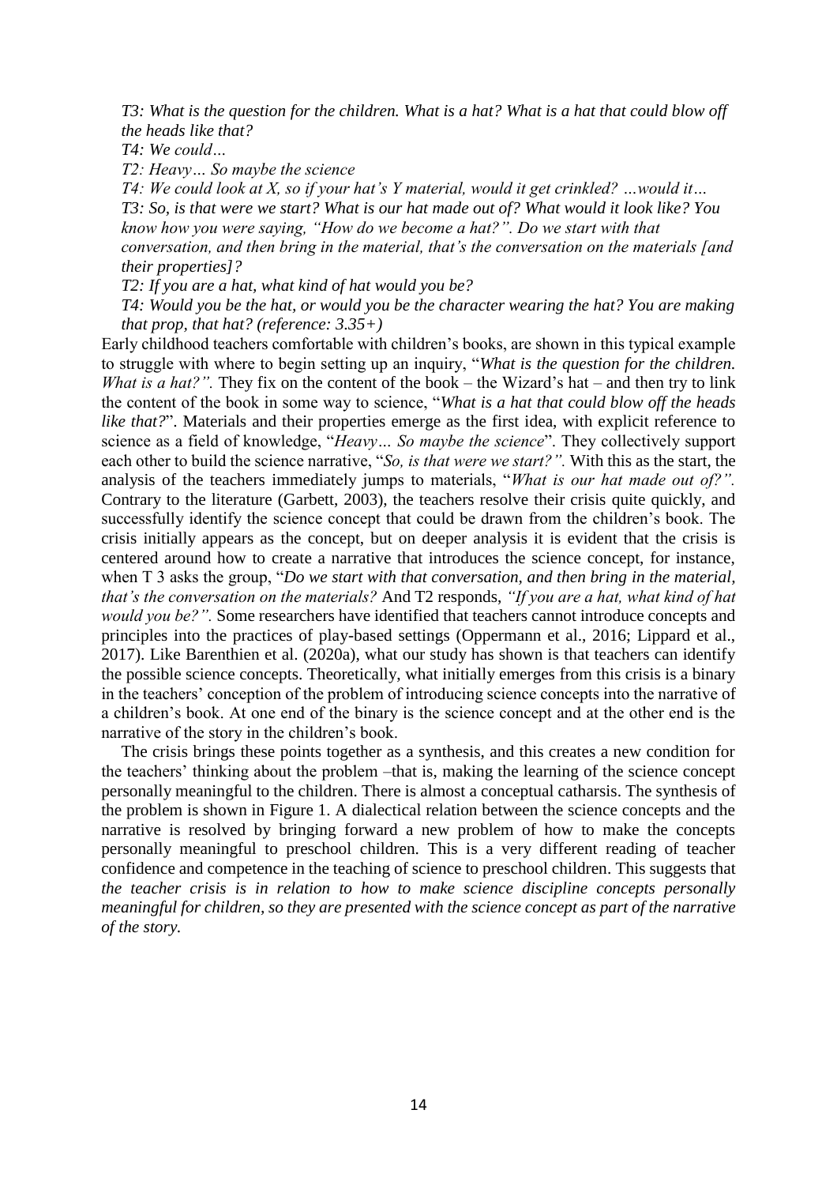*T3: What is the question for the children. What is a hat? What is a hat that could blow off the heads like that?*

*T4: We could…*

*T2: Heavy… So maybe the science*

*T4: We could look at X, so if your hat's Y material, would it get crinkled? …would it…*

*T3: So, is that were we start? What is our hat made out of? What would it look like? You know how you were saying, "How do we become a hat?". Do we start with that conversation, and then bring in the material, that's the conversation on the materials [and their properties]?*

*T2: If you are a hat, what kind of hat would you be?*

*T4: Would you be the hat, or would you be the character wearing the hat? You are making that prop, that hat? (reference: 3.35+)*

Early childhood teachers comfortable with children's books, are shown in this typical example to struggle with where to begin setting up an inquiry, "*What is the question for the children. What is a hat?".* They fix on the content of the book – the Wizard's hat – and then try to link the content of the book in some way to science, "*What is a hat that could blow off the heads like that?*". Materials and their properties emerge as the first idea, with explicit reference to science as a field of knowledge, "*Heavy… So maybe the science*". They collectively support each other to build the science narrative, "*So, is that were we start?".* With this as the start, the analysis of the teachers immediately jumps to materials, "*What is our hat made out of?".* Contrary to the literature (Garbett, 2003), the teachers resolve their crisis quite quickly, and successfully identify the science concept that could be drawn from the children's book. The crisis initially appears as the concept, but on deeper analysis it is evident that the crisis is centered around how to create a narrative that introduces the science concept, for instance, when T 3 asks the group, "*Do we start with that conversation, and then bring in the material, that's the conversation on the materials?* And T2 responds, *"If you are a hat, what kind of hat would you be?".* Some researchers have identified that teachers cannot introduce concepts and principles into the practices of play-based settings (Oppermann et al., 2016; Lippard et al., 2017). Like Barenthien et al. (2020a), what our study has shown is that teachers can identify the possible science concepts. Theoretically, what initially emerges from this crisis is a binary in the teachers' conception of the problem of introducing science concepts into the narrative of a children's book. At one end of the binary is the science concept and at the other end is the narrative of the story in the children's book.

The crisis brings these points together as a synthesis, and this creates a new condition for the teachers' thinking about the problem –that is, making the learning of the science concept personally meaningful to the children. There is almost a conceptual catharsis. The synthesis of the problem is shown in Figure 1. A dialectical relation between the science concepts and the narrative is resolved by bringing forward a new problem of how to make the concepts personally meaningful to preschool children. This is a very different reading of teacher confidence and competence in the teaching of science to preschool children. This suggests that *the teacher crisis is in relation to how to make science discipline concepts personally meaningful for children, so they are presented with the science concept as part of the narrative of the story.*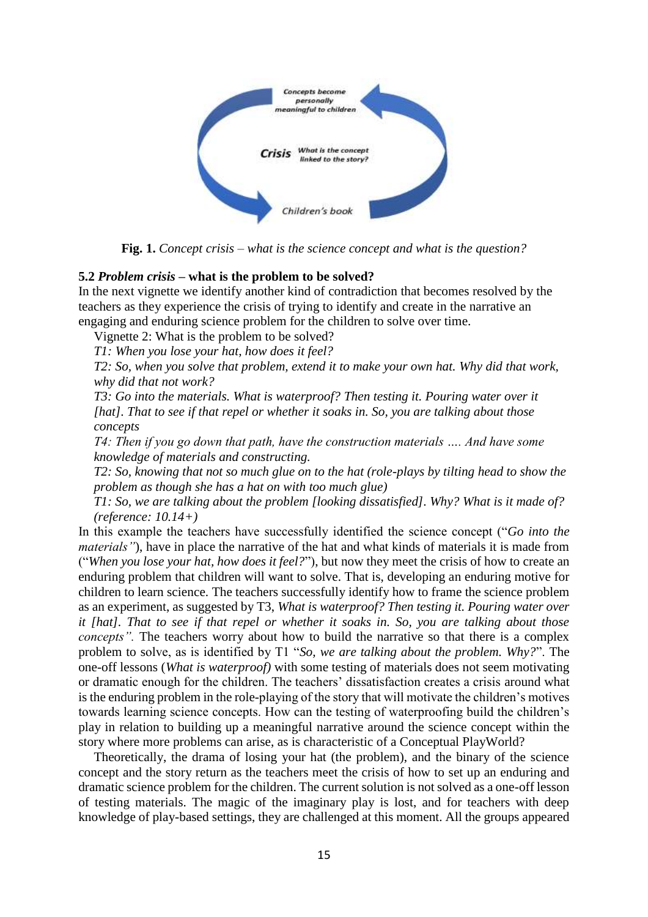Concepts become personally meaningful to children

**Crisis** What is the concept linked to the story?

Children's book

**Fig. 1.** *Concept crisis – what is the science concept and what is the question?*

### 5.2 *Problem crisis* – what is the problem to be solved?

In the next vignette we identify another kind of contradiction that becomes resolved by the teachers as they experience the crisis of trying to identify and create in the narrative an engaging and enduring science problem for the children to solve over time.

Vignette 2: What is the problem to be solved?

*T1: When you lose your hat, how does it feel?*

*T2: So, when you solve that problem, extend it to make your own hat. Why did that work, why did that not work?*

*T3: Go into the materials. What is waterproof? Then testing it. Pouring water over it [hat]. That to see if that repel or whether it soaks in. So, you are talking about those concepts*

*T4: Then if you go down that path, have the construction materials …. And have some knowledge of materials and constructing.*

*T2: So, knowing that not so much glue on to the hat (role-plays by tilting head to show the problem as though she has a hat on with too much glue)*

*T1: So, we are talking about the problem [looking dissatisfied]. Why? What is it made of? (reference: 10.14+)*

In this example the teachers have successfully identified the science concept ("*Go into the materials"*), have in place the narrative of the hat and what kinds of materials it is made from ("*When you lose your hat, how does it feel?*"), but now they meet the crisis of how to create an enduring problem that children will want to solve. That is, developing an enduring motive for children to learn science. The teachers successfully identify how to frame the science problem as an experiment, as suggested by T3, *What is waterproof? Then testing it. Pouring water over it [hat]. That to see if that repel or whether it soaks in. So, you are talking about those concepts".* The teachers worry about how to build the narrative so that there is a complex problem to solve, as is identified by T1 "*So, we are talking about the problem. Why?*". The one-off lessons (*What is waterproof)* with some testing of materials does not seem motivating or dramatic enough for the children. The teachers' dissatisfaction creates a crisis around what is the enduring problem in the role-playing of the story that will motivate the children's motives towards learning science concepts. How can the testing of waterproofing build the children's play in relation to building up a meaningful narrative around the science concept within the story where more problems can arise, as is characteristic of a Conceptual PlayWorld?

Theoretically, the drama of losing your hat (the problem), and the binary of the science concept and the story return as the teachers meet the crisis of how to set up an enduring and dramatic science problem for the children. The current solution is not solved as a one-off lesson of testing materials. The magic of the imaginary play is lost, and for teachers with deep knowledge of play-based settings, they are challenged at this moment. All the groups appeared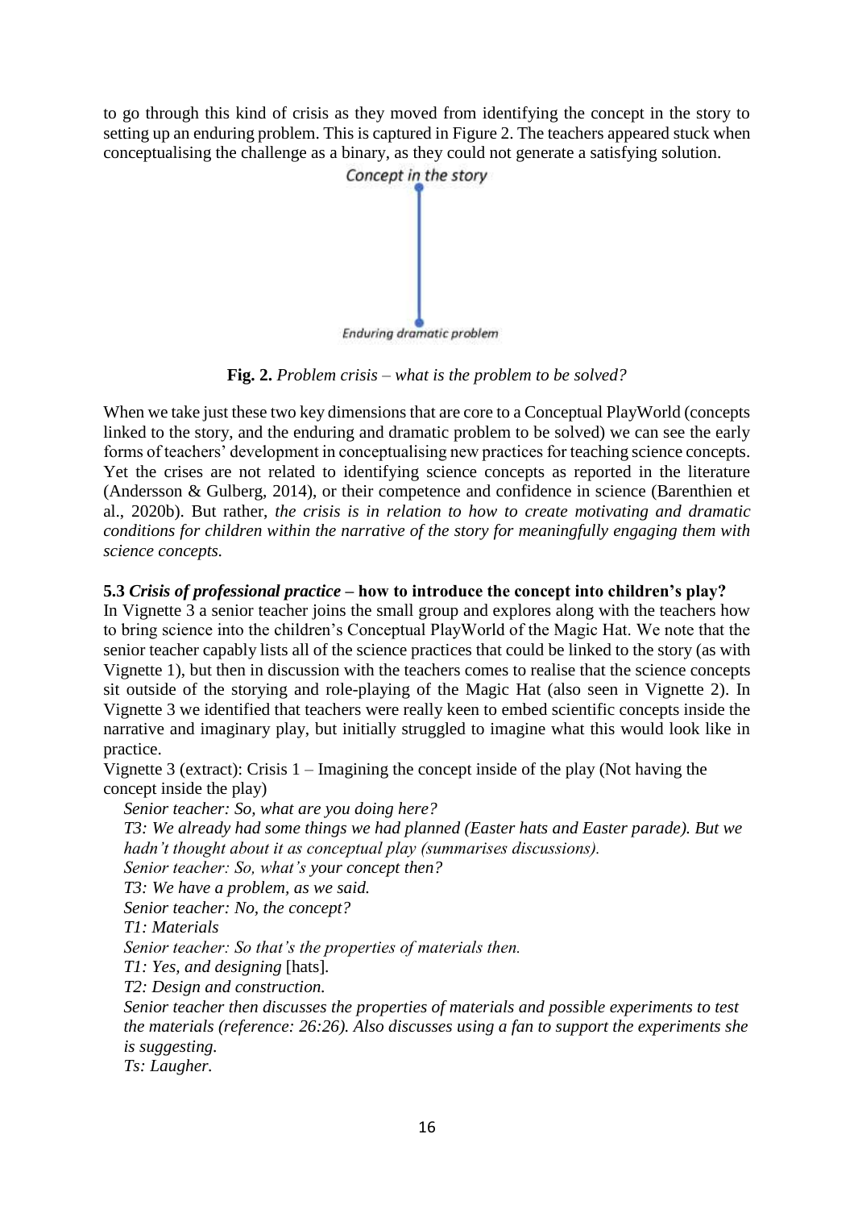to go through this kind of crisis as they moved from identifying the concept in the story to setting up an enduring problem. This is captured in Figure 2. The teachers appeared stuck when conceptualising the challenge as a binary, as they could not generate a satisfying solution.

Concept in the story

Enduring dramatic problem

**Fig. 2.** *Problem crisis – what is the problem to be solved?*

When we take just these two key dimensions that are core to a Conceptual PlayWorld (concepts linked to the story, and the enduring and dramatic problem to be solved) we can see the early forms of teachers' development in conceptualising new practices for teaching science concepts. Yet the crises are not related to identifying science concepts as reported in the literature (Andersson & Gulberg, 2014), or their competence and confidence in science (Barenthien et al., 2020b). But rather, *the crisis is in relation to how to create motivating and dramatic conditions for children within the narrative of the story for meaningfully engaging them with science concepts.*

### 5.3 *Crisis of professional practice* – how to introduce the concept into children's play?

In Vignette 3 a senior teacher joins the small group and explores along with the teachers how to bring science into the children's Conceptual PlayWorld of the Magic Hat. We note that the senior teacher capably lists all of the science practices that could be linked to the story (as with Vignette 1), but then in discussion with the teachers comes to realise that the science concepts sit outside of the storying and role-playing of the Magic Hat (also seen in Vignette 2). In Vignette 3 we identified that teachers were really keen to embed scientific concepts inside the narrative and imaginary play, but initially struggled to imagine what this would look like in practice.

Vignette 3 (extract): Crisis 1 – Imagining the concept inside of the play (Not having the concept inside the play)

*Senior teacher: So, what are you doing here?*

*T3: We already had some things we had planned (Easter hats and Easter parade). But we hadn't thought about it as conceptual play (summarises discussions).*

*Senior teacher: So, what's your concept then?*

*T3: We have a problem, as we said.*

*Senior teacher: No, the concept?*

*T1: Materials*

*Senior teacher: So that's the properties of materials then.*

*T1: Yes, and designing* [hats].

*T2: Design and construction.*

*Senior teacher then discusses the properties of materials and possible experiments to test the materials (reference: 26:26). Also discusses using a fan to support the experiments she is suggesting.*

*Ts: Laugher.*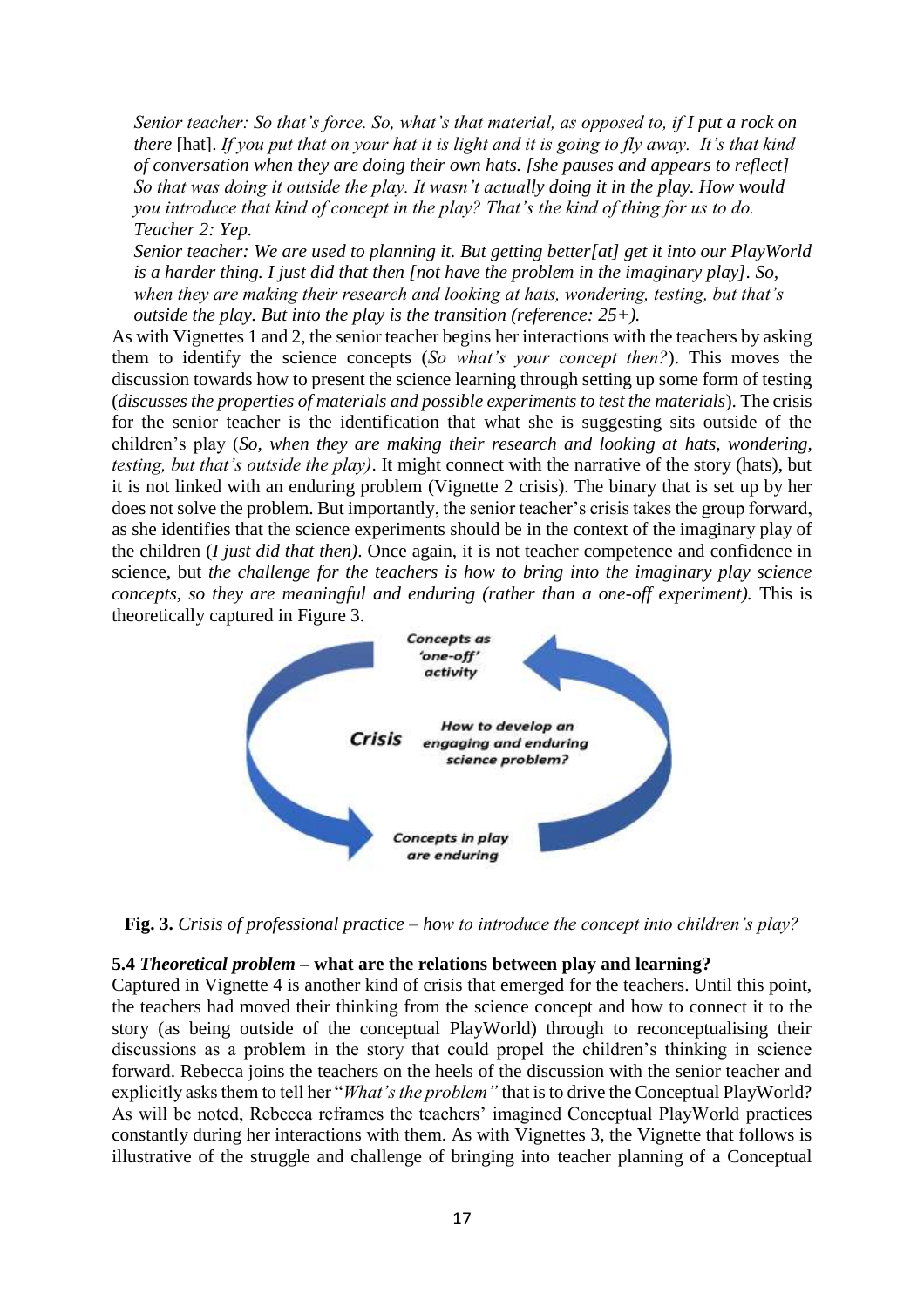*Senior teacher: So that's force. So, what's that material, as opposed to, if I put a rock on there* [hat]. *If you put that on your hat it is light and it is going to fly away. It's that kind of conversation when they are doing their own hats. [she pauses and appears to reflect] So that was doing it outside the play. It wasn't actually doing it in the play. How would you introduce that kind of concept in the play? That's the kind of thing for us to do.*
*Teacher 2: Yep.*
*Senior teacher: We are used to planning it. But getting better[at] get it into our PlayWorld is a harder thing. I just did that then [not have the problem in the imaginary play]. So, when they are making their research and looking at hats, wondering, testing, but that's outside the play. But into the play is the transition (reference: 25+).*

As with Vignettes 1 and 2, the senior teacher begins her interactions with the teachers by asking them to identify the science concepts (*So what's your concept then?*). This moves the discussion towards how to present the science learning through setting up some form of testing (*discusses the properties of materials and possible experiments to test the materials*). The crisis for the senior teacher is the identification that what she is suggesting sits outside of the children's play (*So, when they are making their research and looking at hats, wondering, testing, but that's outside the play)*. It might connect with the narrative of the story (hats), but it is not linked with an enduring problem (Vignette 2 crisis). The binary that is set up by her does not solve the problem. But importantly, the senior teacher's crisis takes the group forward, as she identifies that the science experiments should be in the context of the imaginary play of the children (*I just did that then)*. Once again, it is not teacher competence and confidence in science, but *the challenge for the teachers is how to bring into the imaginary play science concepts, so they are meaningful and enduring (rather than a one-off experiment).* This is theoretically captured in Figure 3.

**Fig. 3.** *Crisis of professional practice – how to introduce the concept into children's play?*

### 5.4 *Theoretical problem* – what are the relations between play and learning?

Captured in Vignette 4 is another kind of crisis that emerged for the teachers. Until this point, the teachers had moved their thinking from the science concept and how to connect it to the story (as being outside of the conceptual PlayWorld) through to reconceptualising their discussions as a problem in the story that could propel the children's thinking in science forward. Rebecca joins the teachers on the heels of the discussion with the senior teacher and explicitly asks them to tell her "*What's the problem"* that is to drive the Conceptual PlayWorld? As will be noted, Rebecca reframes the teachers' imagined Conceptual PlayWorld practices constantly during her interactions with them. As with Vignettes 3, the Vignette that follows is illustrative of the struggle and challenge of bringing into teacher planning of a Conceptual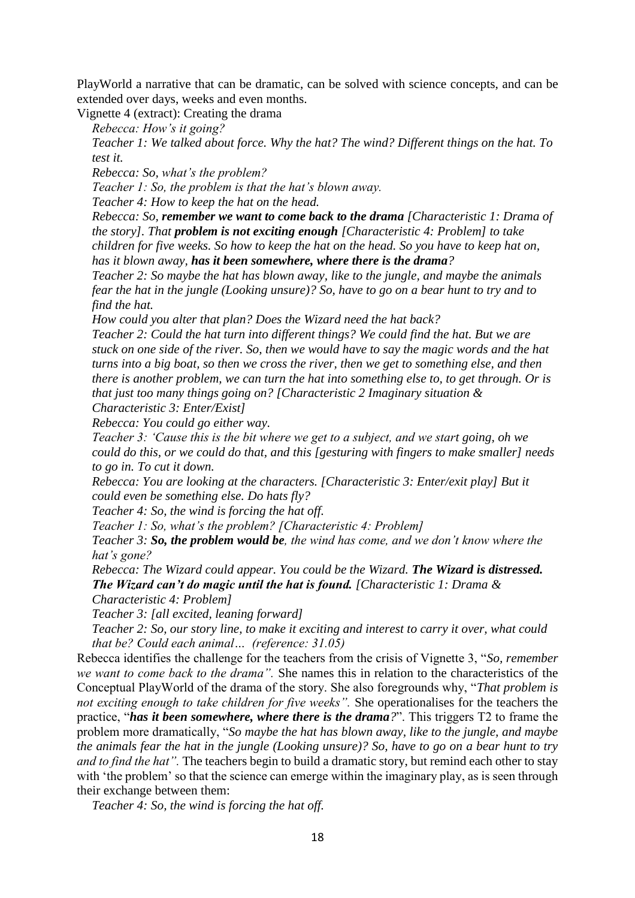PlayWorld a narrative that can be dramatic, can be solved with science concepts, and can be extended over days, weeks and even months.

Vignette 4 (extract): Creating the drama

*Rebecca: How's it going?*

*Teacher 1: We talked about force. Why the hat? The wind? Different things on the hat. To test it.*

*Rebecca: So, what's the problem?*

*Teacher 1: So, the problem is that the hat's blown away.*

*Teacher 4: How to keep the hat on the head.*

*Rebecca: So, **remember we want to come back to the drama** [Characteristic 1: Drama of the story]. That **problem is not exciting enough** [Characteristic 4: Problem] to take children for five weeks. So how to keep the hat on the head. So you have to keep hat on, has it blown away, **has it been somewhere, where there is the drama**?*

*Teacher 2: So maybe the hat has blown away, like to the jungle, and maybe the animals fear the hat in the jungle (Looking unsure)? So, have to go on a bear hunt to try and to find the hat.*

*How could you alter that plan? Does the Wizard need the hat back?*

*Teacher 2: Could the hat turn into different things? We could find the hat. But we are stuck on one side of the river. So, then we would have to say the magic words and the hat turns into a big boat, so then we cross the river, then we get to something else, and then there is another problem, we can turn the hat into something else to, to get through. Or is that just too many things going on? [Characteristic 2 Imaginary situation & Characteristic 3: Enter/Exist]*

*Rebecca: You could go either way.*

*Teacher 3: 'Cause this is the bit where we get to a subject, and we start going, oh we could do this, or we could do that, and this [gesturing with fingers to make smaller] needs to go in. To cut it down.*

*Rebecca: You are looking at the characters. [Characteristic 3: Enter/exit play] But it could even be something else. Do hats fly?*

*Teacher 4: So, the wind is forcing the hat off.*

*Teacher 1: So, what's the problem? [Characteristic 4: Problem]*

*Teacher 3: **So, the problem would be**, the wind has come, and we don't know where the hat's gone?*

*Rebecca: The Wizard could appear. You could be the Wizard. **The Wizard is distressed. The Wizard can't do magic until the hat is found.** [Characteristic 1: Drama & Characteristic 4: Problem]*

*Teacher 3: [all excited, leaning forward]*

*Teacher 2: So, our story line, to make it exciting and interest to carry it over, what could that be? Could each animal… (reference: 31.05)*

Rebecca identifies the challenge for the teachers from the crisis of Vignette 3, "*So, remember we want to come back to the drama".* She names this in relation to the characteristics of the Conceptual PlayWorld of the drama of the story. She also foregrounds why, "*That problem is not exciting enough to take children for five weeks".* She operationalises for the teachers the practice, "***has it been somewhere, where there is the drama?***". This triggers T2 to frame the problem more dramatically, "*So maybe the hat has blown away, like to the jungle, and maybe the animals fear the hat in the jungle (Looking unsure)? So, have to go on a bear hunt to try and to find the hat".* The teachers begin to build a dramatic story, but remind each other to stay with 'the problem' so that the science can emerge within the imaginary play, as is seen through their exchange between them:

*Teacher 4: So, the wind is forcing the hat off.*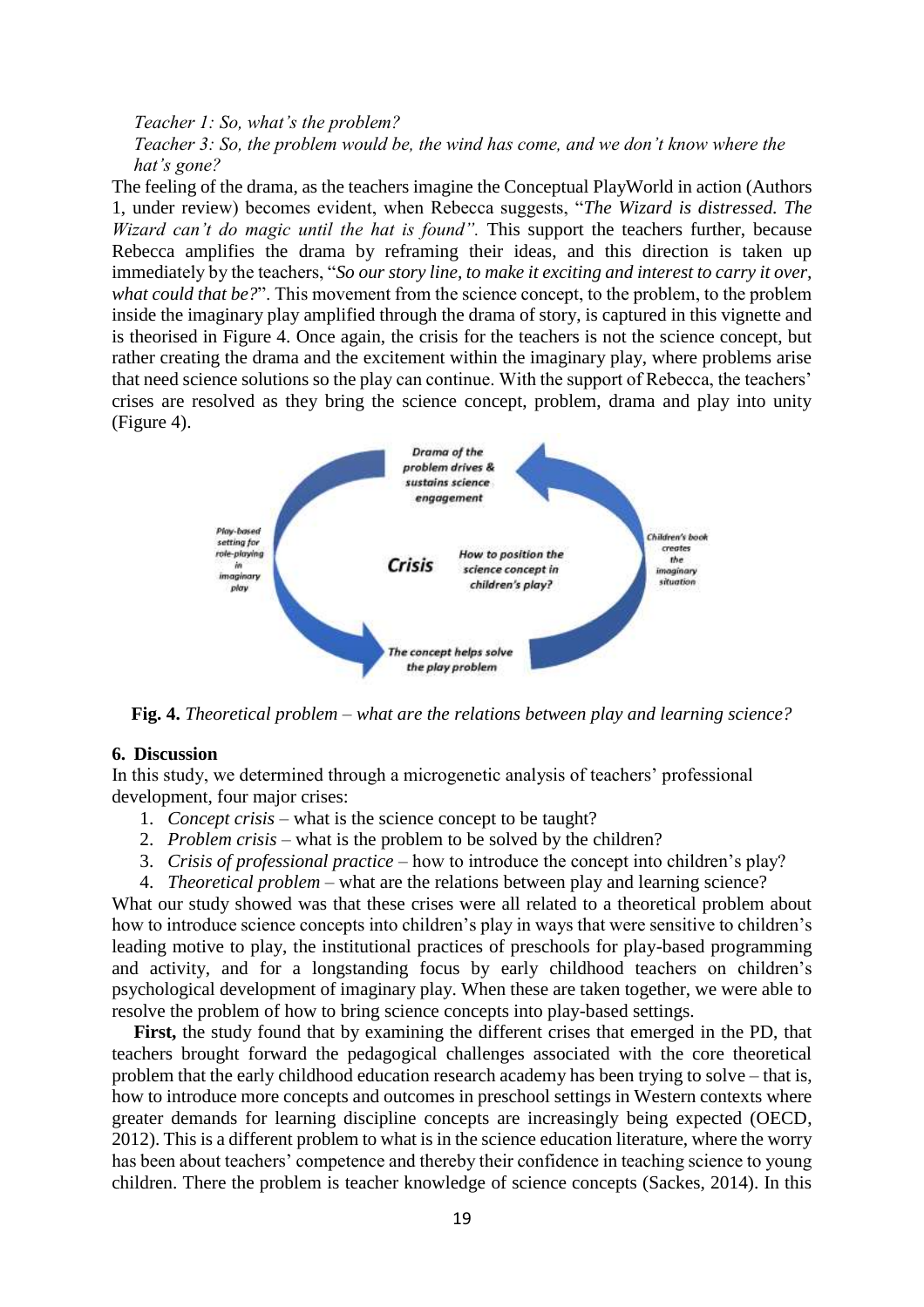*Teacher 1: So, what's the problem?*

*Teacher 3: So, the problem would be, the wind has come, and we don't know where the hat's gone?*

The feeling of the drama, as the teachers imagine the Conceptual PlayWorld in action (Authors 1, under review) becomes evident, when Rebecca suggests, "*The Wizard is distressed. The Wizard can't do magic until the hat is found".* This support the teachers further, because Rebecca amplifies the drama by reframing their ideas, and this direction is taken up immediately by the teachers, "*So our story line, to make it exciting and interest to carry it over, what could that be?*". This movement from the science concept, to the problem, to the problem inside the imaginary play amplified through the drama of story, is captured in this vignette and is theorised in Figure 4. Once again, the crisis for the teachers is not the science concept, but rather creating the drama and the excitement within the imaginary play, where problems arise that need science solutions so the play can continue. With the support of Rebecca, the teachers' crises are resolved as they bring the science concept, problem, drama and play into unity (Figure 4).

**Fig. 4.** *Theoretical problem – what are the relations between play and learning science?*

## 6. Discussion

In this study, we determined through a microgenetic analysis of teachers' professional development, four major crises:

1. *Concept crisis* – what is the science concept to be taught?
2. *Problem crisis* – what is the problem to be solved by the children?
3. *Crisis of professional practice* – how to introduce the concept into children's play?
4. *Theoretical problem* – what are the relations between play and learning science?

What our study showed was that these crises were all related to a theoretical problem about how to introduce science concepts into children's play in ways that were sensitive to children's leading motive to play, the institutional practices of preschools for play-based programming and activity, and for a longstanding focus by early childhood teachers on children's psychological development of imaginary play. When these are taken together, we were able to resolve the problem of how to bring science concepts into play-based settings.

**First,** the study found that by examining the different crises that emerged in the PD, that teachers brought forward the pedagogical challenges associated with the core theoretical problem that the early childhood education research academy has been trying to solve – that is, how to introduce more concepts and outcomes in preschool settings in Western contexts where greater demands for learning discipline concepts are increasingly being expected (OECD, 2012). This is a different problem to what is in the science education literature, where the worry has been about teachers' competence and thereby their confidence in teaching science to young children. There the problem is teacher knowledge of science concepts (Sackes, 2014). In this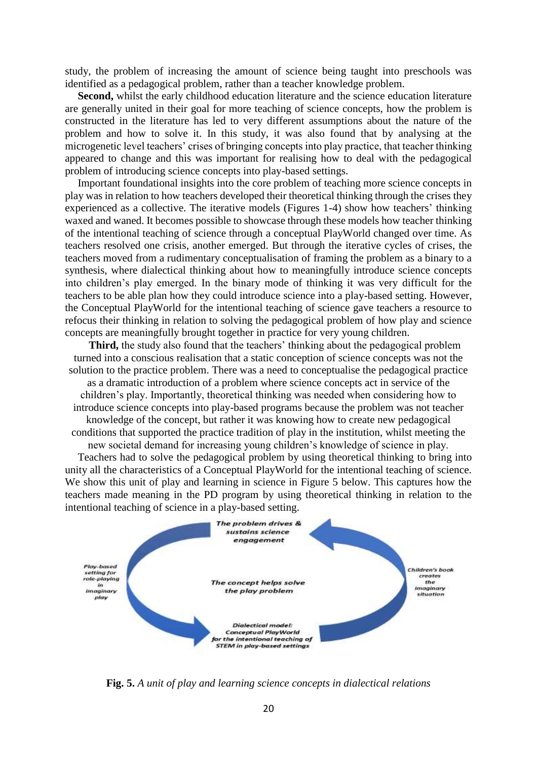study, the problem of increasing the amount of science being taught into preschools was identified as a pedagogical problem, rather than a teacher knowledge problem.

**Second,** whilst the early childhood education literature and the science education literature are generally united in their goal for more teaching of science concepts, how the problem is constructed in the literature has led to very different assumptions about the nature of the problem and how to solve it. In this study, it was also found that by analysing at the microgenetic level teachers' crises of bringing concepts into play practice, that teacher thinking appeared to change and this was important for realising how to deal with the pedagogical problem of introducing science concepts into play-based settings.

Important foundational insights into the core problem of teaching more science concepts in play was in relation to how teachers developed their theoretical thinking through the crises they experienced as a collective. The iterative models (Figures 1-4) show how teachers' thinking waxed and waned. It becomes possible to showcase through these models how teacher thinking of the intentional teaching of science through a conceptual PlayWorld changed over time. As teachers resolved one crisis, another emerged. But through the iterative cycles of crises, the teachers moved from a rudimentary conceptualisation of framing the problem as a binary to a synthesis, where dialectical thinking about how to meaningfully introduce science concepts into children's play emerged. In the binary mode of thinking it was very difficult for the teachers to be able plan how they could introduce science into a play-based setting. However, the Conceptual PlayWorld for the intentional teaching of science gave teachers a resource to refocus their thinking in relation to solving the pedagogical problem of how play and science concepts are meaningfully brought together in practice for very young children.

**Third,** the study also found that the teachers' thinking about the pedagogical problem turned into a conscious realisation that a static conception of science concepts was not the solution to the practice problem. There was a need to conceptualise the pedagogical practice as a dramatic introduction of a problem where science concepts act in service of the children's play. Importantly, theoretical thinking was needed when considering how to introduce science concepts into play-based programs because the problem was not teacher knowledge of the concept, but rather it was knowing how to create new pedagogical conditions that supported the practice tradition of play in the institution, whilst meeting the new societal demand for increasing young children's knowledge of science in play.

Teachers had to solve the pedagogical problem by using theoretical thinking to bring into unity all the characteristics of a Conceptual PlayWorld for the intentional teaching of science. We show this unit of play and learning in science in Figure 5 below. This captures how the teachers made meaning in the PD program by using theoretical thinking in relation to the intentional teaching of science in a play-based setting.

*The problem drives & sustains science engagement*

*Play-based setting for role-playing in imaginary play*

*The concept helps solve the play problem*

*Children's book creates the imaginary situation*

*Dialectical model: Conceptual PlayWorld for the intentional teaching of STEM in play-based settings*

**Fig. 5.** *A unit of play and learning science concepts in dialectical relations*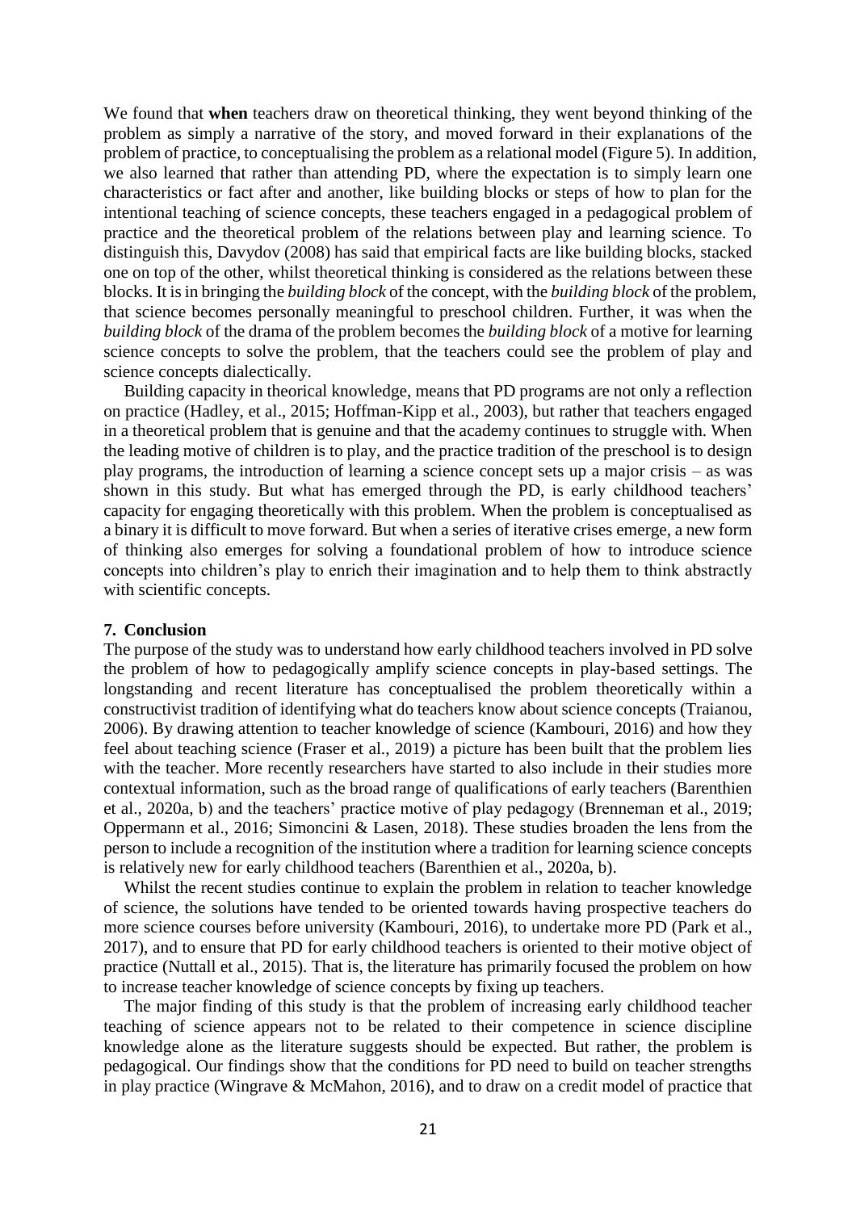We found that **when** teachers draw on theoretical thinking, they went beyond thinking of the problem as simply a narrative of the story, and moved forward in their explanations of the problem of practice, to conceptualising the problem as a relational model (Figure 5). In addition, we also learned that rather than attending PD, where the expectation is to simply learn one characteristics or fact after and another, like building blocks or steps of how to plan for the intentional teaching of science concepts, these teachers engaged in a pedagogical problem of practice and the theoretical problem of the relations between play and learning science. To distinguish this, Davydov (2008) has said that empirical facts are like building blocks, stacked one on top of the other, whilst theoretical thinking is considered as the relations between these blocks. It is in bringing the *building block* of the concept, with the *building block* of the problem, that science becomes personally meaningful to preschool children. Further, it was when the *building block* of the drama of the problem becomes the *building block* of a motive for learning science concepts to solve the problem, that the teachers could see the problem of play and science concepts dialectically.

Building capacity in theorical knowledge, means that PD programs are not only a reflection on practice (Hadley, et al., 2015; Hoffman-Kipp et al., 2003), but rather that teachers engaged in a theoretical problem that is genuine and that the academy continues to struggle with. When the leading motive of children is to play, and the practice tradition of the preschool is to design play programs, the introduction of learning a science concept sets up a major crisis – as was shown in this study. But what has emerged through the PD, is early childhood teachers' capacity for engaging theoretically with this problem. When the problem is conceptualised as a binary it is difficult to move forward. But when a series of iterative crises emerge, a new form of thinking also emerges for solving a foundational problem of how to introduce science concepts into children's play to enrich their imagination and to help them to think abstractly with scientific concepts.

## 7. Conclusion

The purpose of the study was to understand how early childhood teachers involved in PD solve the problem of how to pedagogically amplify science concepts in play-based settings. The longstanding and recent literature has conceptualised the problem theoretically within a constructivist tradition of identifying what do teachers know about science concepts (Traianou, 2006). By drawing attention to teacher knowledge of science (Kambouri, 2016) and how they feel about teaching science (Fraser et al., 2019) a picture has been built that the problem lies with the teacher. More recently researchers have started to also include in their studies more contextual information, such as the broad range of qualifications of early teachers (Barenthien et al., 2020a, b) and the teachers' practice motive of play pedagogy (Brenneman et al., 2019; Oppermann et al., 2016; Simoncini & Lasen, 2018). These studies broaden the lens from the person to include a recognition of the institution where a tradition for learning science concepts is relatively new for early childhood teachers (Barenthien et al., 2020a, b).

Whilst the recent studies continue to explain the problem in relation to teacher knowledge of science, the solutions have tended to be oriented towards having prospective teachers do more science courses before university (Kambouri, 2016), to undertake more PD (Park et al., 2017), and to ensure that PD for early childhood teachers is oriented to their motive object of practice (Nuttall et al., 2015). That is, the literature has primarily focused the problem on how to increase teacher knowledge of science concepts by fixing up teachers.

The major finding of this study is that the problem of increasing early childhood teacher teaching of science appears not to be related to their competence in science discipline knowledge alone as the literature suggests should be expected. But rather, the problem is pedagogical. Our findings show that the conditions for PD need to build on teacher strengths in play practice (Wingrave & McMahon, 2016), and to draw on a credit model of practice that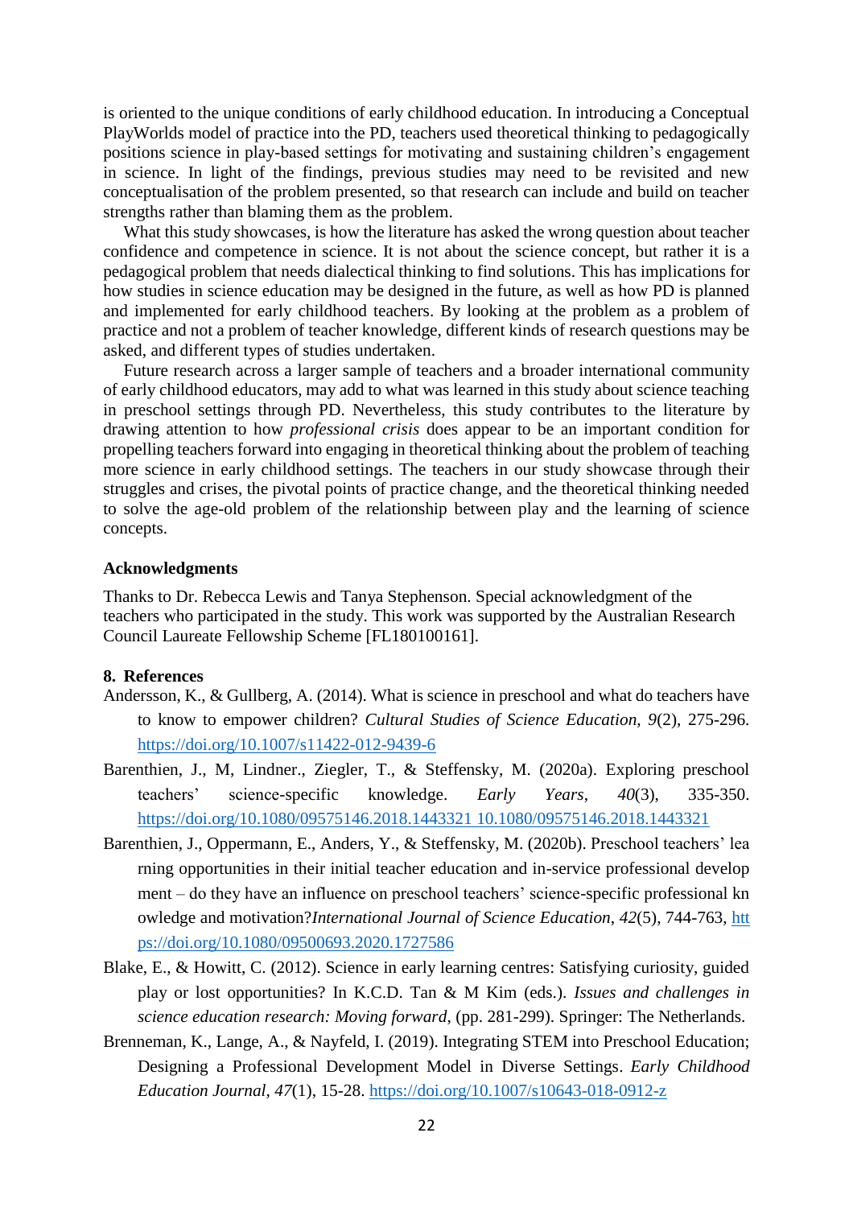is oriented to the unique conditions of early childhood education. In introducing a Conceptual PlayWorlds model of practice into the PD, teachers used theoretical thinking to pedagogically positions science in play-based settings for motivating and sustaining children's engagement in science. In light of the findings, previous studies may need to be revisited and new conceptualisation of the problem presented, so that research can include and build on teacher strengths rather than blaming them as the problem.

What this study showcases, is how the literature has asked the wrong question about teacher confidence and competence in science. It is not about the science concept, but rather it is a pedagogical problem that needs dialectical thinking to find solutions. This has implications for how studies in science education may be designed in the future, as well as how PD is planned and implemented for early childhood teachers. By looking at the problem as a problem of practice and not a problem of teacher knowledge, different kinds of research questions may be asked, and different types of studies undertaken.

Future research across a larger sample of teachers and a broader international community of early childhood educators, may add to what was learned in this study about science teaching in preschool settings through PD. Nevertheless, this study contributes to the literature by drawing attention to how *professional crisis* does appear to be an important condition for propelling teachers forward into engaging in theoretical thinking about the problem of teaching more science in early childhood settings. The teachers in our study showcase through their struggles and crises, the pivotal points of practice change, and the theoretical thinking needed to solve the age-old problem of the relationship between play and the learning of science concepts.

## Acknowledgments

Thanks to Dr. Rebecca Lewis and Tanya Stephenson. Special acknowledgment of the teachers who participated in the study. This work was supported by the Australian Research Council Laureate Fellowship Scheme [FL180100161].

## 8. References

Andersson, K., & Gullberg, A. (2014). What is science in preschool and what do teachers have to know to empower children? *Cultural Studies of Science Education, 9*(2), 275-296. https://doi.org/10.1007/s11422-012-9439-6

Barenthien, J., M, Lindner., Ziegler, T., & Steffensky, M. (2020a). Exploring preschool teachers' science-specific knowledge. *Early Years*, *40*(3), 335-350. https://doi.org/10.1080/09575146.2018.1443321 10.1080/09575146.2018.1443321

Barenthien, J., Oppermann, E., Anders, Y., & Steffensky, M. (2020b). Preschool teachers' lea rning opportunities in their initial teacher education and in-service professional develop ment – do they have an influence on preschool teachers' science-specific professional kn owledge and motivation?*International Journal of Science Education*, *42*(5), 744-763, https://doi.org/10.1080/09500693.2020.1727586

Blake, E., & Howitt, C. (2012). Science in early learning centres: Satisfying curiosity, guided play or lost opportunities? In K.C.D. Tan & M Kim (eds.). *Issues and challenges in science education research: Moving forward*, (pp. 281-299). Springer: The Netherlands.

Brenneman, K., Lange, A., & Nayfeld, I. (2019). Integrating STEM into Preschool Education; Designing a Professional Development Model in Diverse Settings. *Early Childhood Education Journal*, *47*(1), 15-28. https://doi.org/10.1007/s10643-018-0912-z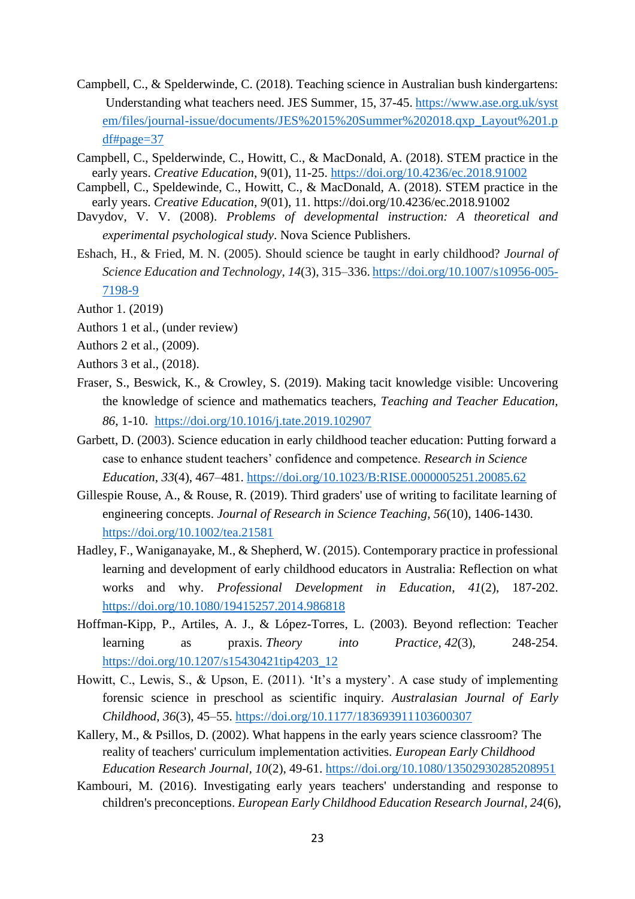Campbell, C., & Spelderwinde, C. (2018). Teaching science in Australian bush kindergartens: Understanding what teachers need. JES Summer, 15, 37-45. https://www.ase.org.uk/system/files/journal-issue/documents/JES%2015%20Summer%202018.qxp_Layout%201.pdf#page=37

Campbell, C., Spelderwinde, C., Howitt, C., & MacDonald, A. (2018). STEM practice in the early years. *Creative Education*, 9(01), 11-25. https://doi.org/10.4236/ec.2018.91002

Campbell, C., Speldewinde, C., Howitt, C., & MacDonald, A. (2018). STEM practice in the early years. *Creative Education*, *9*(01), 11. https://doi.org/10.4236/ec.2018.91002

Davydov, V. V. (2008). *Problems of developmental instruction: A theoretical and experimental psychological study*. Nova Science Publishers.

Eshach, H., & Fried, M. N. (2005). Should science be taught in early childhood? *Journal of Science Education and Technology*, *14*(3), 315–336. https://doi.org/10.1007/s10956-005-7198-9

Author 1. (2019)

Authors 1 et al., (under review)

Authors 2 et al., (2009).

Authors 3 et al., (2018).

Fraser, S., Beswick, K., & Crowley, S. (2019). Making tacit knowledge visible: Uncovering the knowledge of science and mathematics teachers, *Teaching and Teacher Education*, *86*, 1-10. https://doi.org/10.1016/j.tate.2019.102907

Garbett, D. (2003). Science education in early childhood teacher education: Putting forward a case to enhance student teachers' confidence and competence. *Research in Science Education*, *33*(4), 467–481. https://doi.org/10.1023/B:RISE.0000005251.20085.62

Gillespie Rouse, A., & Rouse, R. (2019). Third graders' use of writing to facilitate learning of engineering concepts. *Journal of Research in Science Teaching, 56*(10), 1406-1430. https://doi.org/10.1002/tea.21581

Hadley, F., Waniganayake, M., & Shepherd, W. (2015). Contemporary practice in professional learning and development of early childhood educators in Australia: Reflection on what works and why. *Professional Development in Education*, *41*(2), 187-202. https://doi.org/10.1080/19415257.2014.986818

Hoffman-Kipp, P., Artiles, A. J., & López-Torres, L. (2003). Beyond reflection: Teacher learning as praxis. *Theory into Practice*, *42*(3), 248-254. https://doi.org/10.1207/s15430421tip4203_12

Howitt, C., Lewis, S., & Upson, E. (2011). 'It's a mystery'. A case study of implementing forensic science in preschool as scientific inquiry. *Australasian Journal of Early Childhood*, *36*(3), 45–55. https://doi.org/10.1177/183693911103600307

Kallery, M., & Psillos, D. (2002). What happens in the early years science classroom? The reality of teachers' curriculum implementation activities. *European Early Childhood Education Research Journal*, *10*(2), 49-61. https://doi.org/10.1080/13502930285208951

Kambouri, M. (2016). Investigating early years teachers' understanding and response to children's preconceptions. *European Early Childhood Education Research Journal*, *24*(6),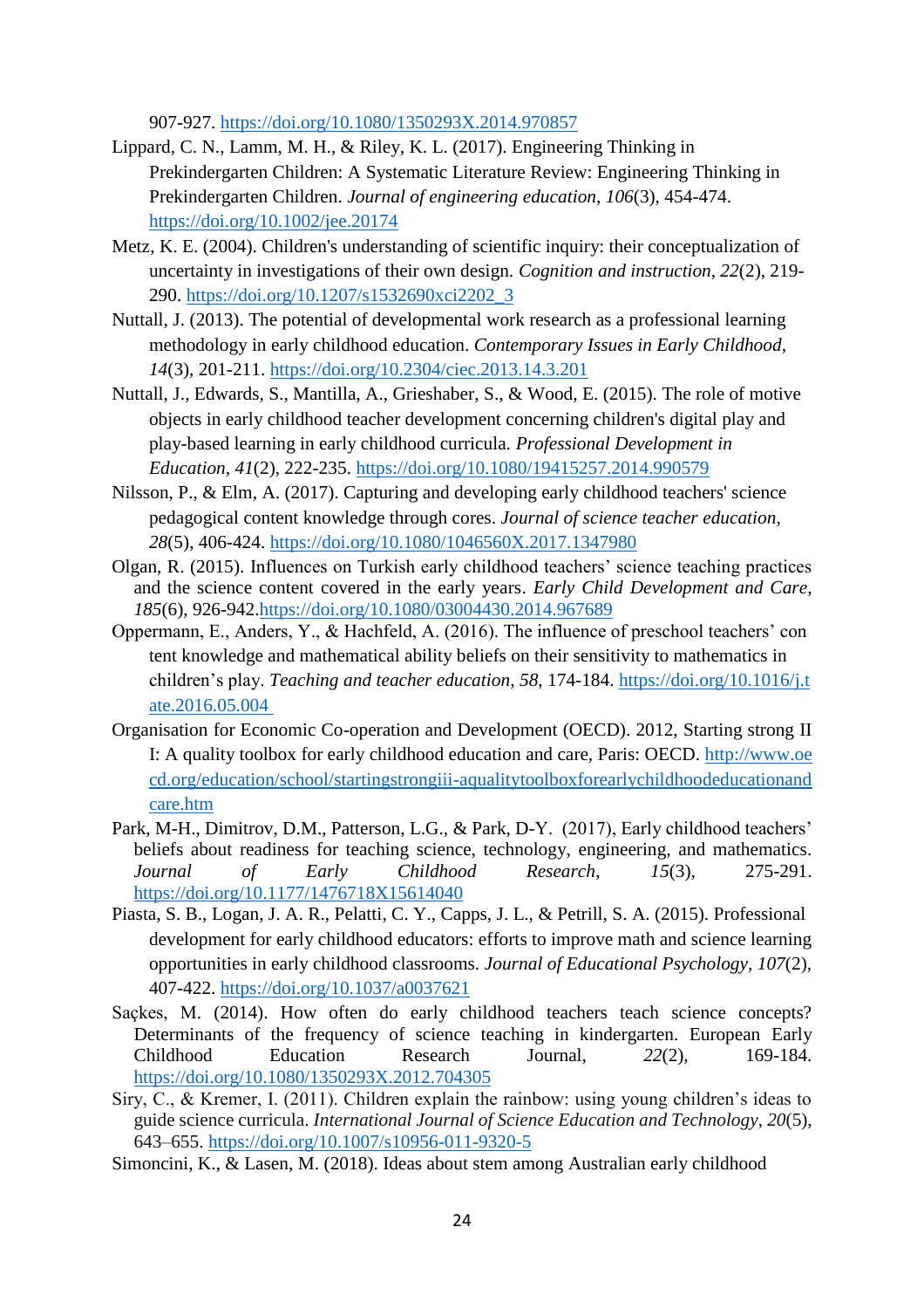907-927. https://doi.org/10.1080/1350293X.2014.970857

Lippard, C. N., Lamm, M. H., & Riley, K. L. (2017). Engineering Thinking in Prekindergarten Children: A Systematic Literature Review: Engineering Thinking in Prekindergarten Children. *Journal of engineering education*, *106*(3), 454-474. https://doi.org/10.1002/jee.20174

Metz, K. E. (2004). Children's understanding of scientific inquiry: their conceptualization of uncertainty in investigations of their own design. *Cognition and instruction*, *22*(2), 219-290. https://doi.org/10.1207/s1532690xci2202_3

Nuttall, J. (2013). The potential of developmental work research as a professional learning methodology in early childhood education. *Contemporary Issues in Early Childhood*, *14*(3), 201-211. https://doi.org/10.2304/ciec.2013.14.3.201

Nuttall, J., Edwards, S., Mantilla, A., Grieshaber, S., & Wood, E. (2015). The role of motive objects in early childhood teacher development concerning children's digital play and play-based learning in early childhood curricula. *Professional Development in Education*, *41*(2), 222-235. https://doi.org/10.1080/19415257.2014.990579

Nilsson, P., & Elm, A. (2017). Capturing and developing early childhood teachers' science pedagogical content knowledge through cores. *Journal of science teacher education*, *28*(5), 406-424. https://doi.org/10.1080/1046560X.2017.1347980

Olgan, R. (2015). Influences on Turkish early childhood teachers' science teaching practices and the science content covered in the early years. *Early Child Development and Care*, *185*(6), 926-942.https://doi.org/10.1080/03004430.2014.967689

Oppermann, E., Anders, Y., & Hachfeld, A. (2016). The influence of preschool teachers' con tent knowledge and mathematical ability beliefs on their sensitivity to mathematics in children's play. *Teaching and teacher education*, *58*, 174-184. https://doi.org/10.1016/j.tate.2016.05.004

Organisation for Economic Co-operation and Development (OECD). 2012, Starting strong III: A quality toolbox for early childhood education and care, Paris: OECD. http://www.oecd.org/education/school/startingstrongiii-aqualitytoolboxforearlychildhoodeducationandcare.htm

Park, M-H., Dimitrov, D.M., Patterson, L.G., & Park, D-Y. (2017), Early childhood teachers' beliefs about readiness for teaching science, technology, engineering, and mathematics. *Journal of Early Childhood Research*, *15*(3), 275-291. https://doi.org/10.1177/1476718X15614040

Piasta, S. B., Logan, J. A. R., Pelatti, C. Y., Capps, J. L., & Petrill, S. A. (2015). Professional development for early childhood educators: efforts to improve math and science learning opportunities in early childhood classrooms. *Journal of Educational Psychology*, *107*(2), 407-422. https://doi.org/10.1037/a0037621

Saçkes, M. (2014). How often do early childhood teachers teach science concepts? Determinants of the frequency of science teaching in kindergarten. European Early Childhood Education Research Journal, *22*(2), 169-184. https://doi.org/10.1080/1350293X.2012.704305

Siry, C., & Kremer, I. (2011). Children explain the rainbow: using young children's ideas to guide science curricula. *International Journal of Science Education and Technology*, *20*(5), 643–655. https://doi.org/10.1007/s10956-011-9320-5

Simoncini, K., & Lasen, M. (2018). Ideas about stem among Australian early childhood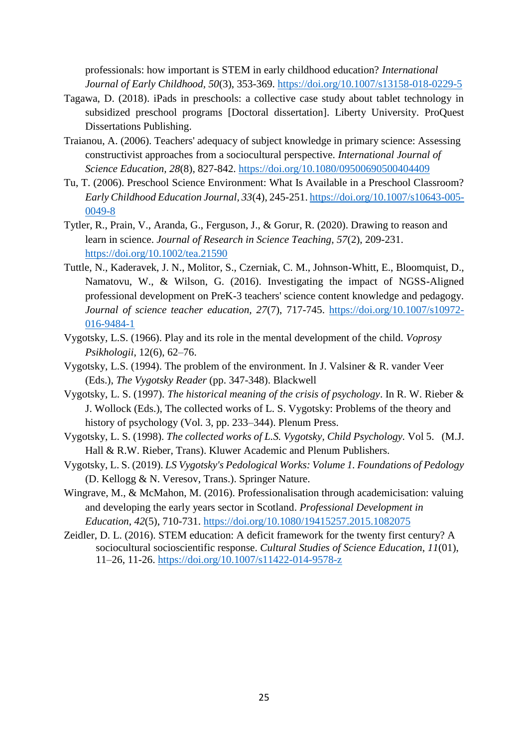professionals: how important is STEM in early childhood education? *International Journal of Early Childhood, 50*(3), 353-369. https://doi.org/10.1007/s13158-018-0229-5

Tagawa, D. (2018). iPads in preschools: a collective case study about tablet technology in subsidized preschool programs [Doctoral dissertation]. Liberty University. ProQuest Dissertations Publishing.

Traianou, A. (2006). Teachers' adequacy of subject knowledge in primary science: Assessing constructivist approaches from a sociocultural perspective. *International Journal of Science Education, 28*(8), 827-842. https://doi.org/10.1080/09500690500404409

Tu, T. (2006). Preschool Science Environment: What Is Available in a Preschool Classroom? *Early Childhood Education Journal, 33*(4), 245-251. https://doi.org/10.1007/s10643-005-0049-8

Tytler, R., Prain, V., Aranda, G., Ferguson, J., & Gorur, R. (2020). Drawing to reason and learn in science. *Journal of Research in Science Teaching, 57*(2), 209-231. https://doi.org/10.1002/tea.21590

Tuttle, N., Kaderavek, J. N., Molitor, S., Czerniak, C. M., Johnson-Whitt, E., Bloomquist, D., Namatovu, W., & Wilson, G. (2016). Investigating the impact of NGSS-Aligned professional development on PreK-3 teachers' science content knowledge and pedagogy. *Journal of science teacher education, 27*(7), 717-745. https://doi.org/10.1007/s10972-016-9484-1

Vygotsky, L.S. (1966). Play and its role in the mental development of the child. *Voprosy Psikhologii*, 12(6), 62–76.

Vygotsky, L.S. (1994). The problem of the environment. In J. Valsiner & R. vander Veer (Eds.), *The Vygotsky Reader* (pp. 347-348). Blackwell

Vygotsky, L. S. (1997). *The historical meaning of the crisis of psychology*. In R. W. Rieber & J. Wollock (Eds.), The collected works of L. S. Vygotsky: Problems of the theory and history of psychology (Vol. 3, pp. 233–344). Plenum Press.

Vygotsky, L. S. (1998). *The collected works of L.S. Vygotsky, Child Psychology.* Vol 5. (M.J. Hall & R.W. Rieber, Trans). Kluwer Academic and Plenum Publishers.

Vygotsky, L. S. (2019). *LS Vygotsky's Pedological Works: Volume 1. Foundations of Pedology* (D. Kellogg & N. Veresov, Trans.). Springer Nature.

Wingrave, M., & McMahon, M. (2016). Professionalisation through academicisation: valuing and developing the early years sector in Scotland. *Professional Development in Education, 42*(5), 710-731. https://doi.org/10.1080/19415257.2015.1082075

Zeidler, D. L. (2016). STEM education: A deficit framework for the twenty first century? A sociocultural socioscientific response. *Cultural Studies of Science Education, 11*(01), 11–26, 11-26. https://doi.org/10.1007/s11422-014-9578-z